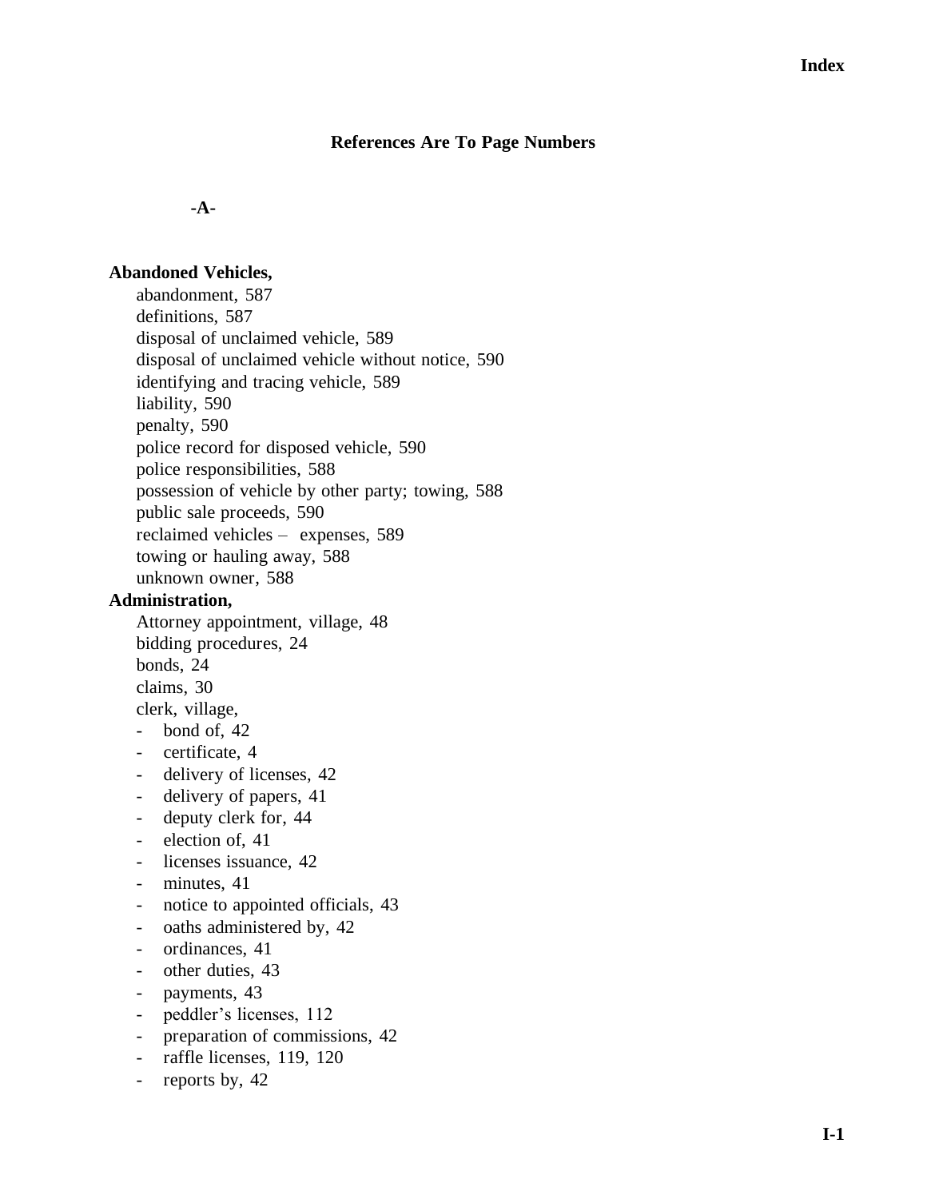**References Are To Page Numbers**

**-A-**

**Abandoned Vehicles,**

abandonment, 587
definitions, 587
disposal of unclaimed vehicle, 589
disposal of unclaimed vehicle without notice, 590
identifying and tracing vehicle, 589
liability, 590
penalty, 590
police record for disposed vehicle, 590
police responsibilities, 588
possession of vehicle by other party; towing, 588
public sale proceeds, 590
reclaimed vehicles – expenses, 589
towing or hauling away, 588
unknown owner, 588

**Administration,**

Attorney appointment, village, 48
bidding procedures, 24
bonds, 24
claims, 30
clerk, village,
- bond of, 42
- certificate, 4
- delivery of licenses, 42
- delivery of papers, 41
- deputy clerk for, 44
- election of, 41
- licenses issuance, 42
- minutes, 41
- notice to appointed officials, 43
- oaths administered by, 42
- ordinances, 41
- other duties, 43
- payments, 43
- peddler's licenses, 112
- preparation of commissions, 42
- raffle licenses, 119, 120
- reports by, 42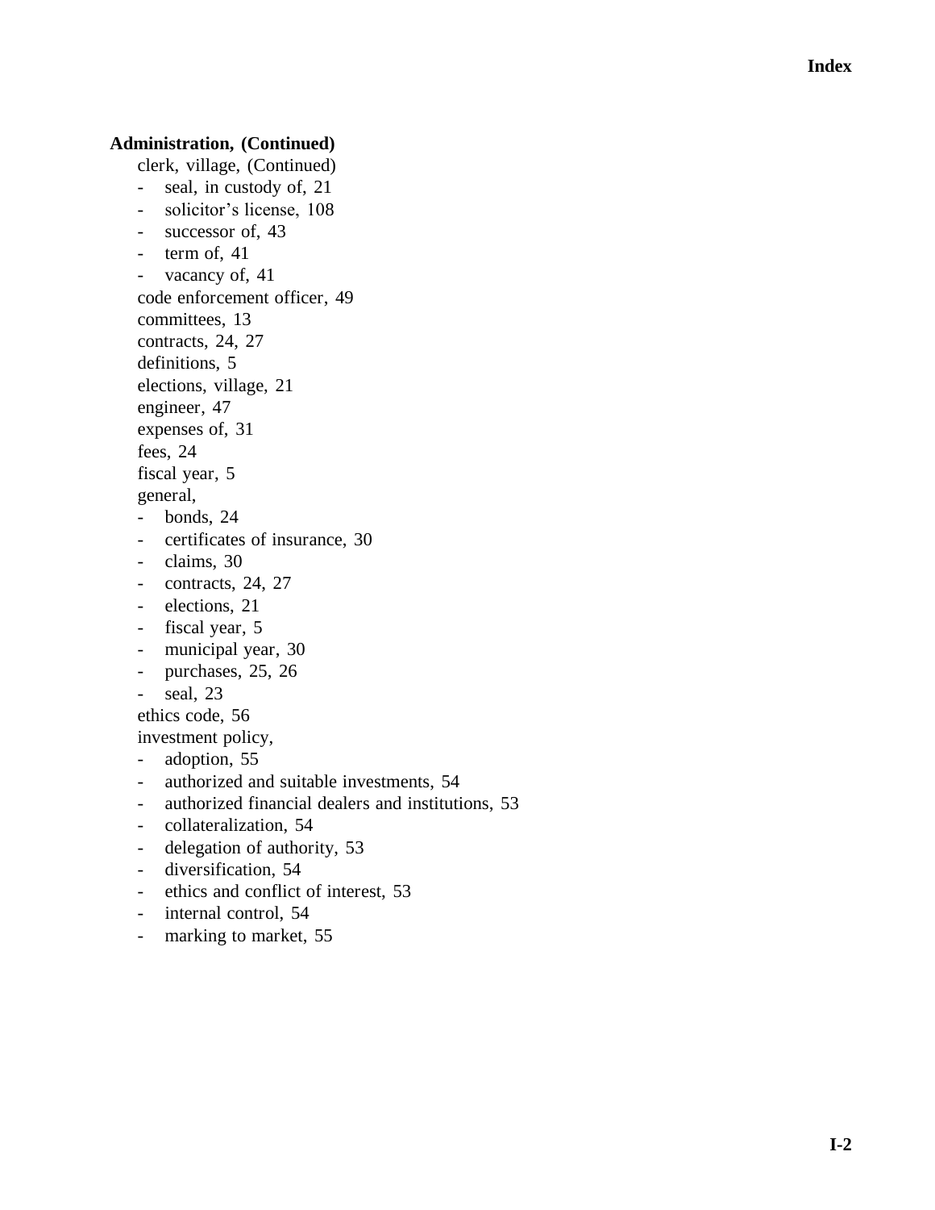**Administration, (Continued)**

clerk, village, (Continued)
- seal, in custody of, 21
- solicitor's license, 108
- successor of, 43
- term of, 41
- vacancy of, 41

code enforcement officer, 49
committees, 13
contracts, 24, 27
definitions, 5
elections, village, 21
engineer, 47
expenses of, 31
fees, 24
fiscal year, 5
general,
- bonds, 24
- certificates of insurance, 30
- claims, 30
- contracts, 24, 27
- elections, 21
- fiscal year, 5
- municipal year, 30
- purchases, 25, 26
- seal, 23

ethics code, 56
investment policy,
- adoption, 55
- authorized and suitable investments, 54
- authorized financial dealers and institutions, 53
- collateralization, 54
- delegation of authority, 53
- diversification, 54
- ethics and conflict of interest, 53
- internal control, 54
- marking to market, 55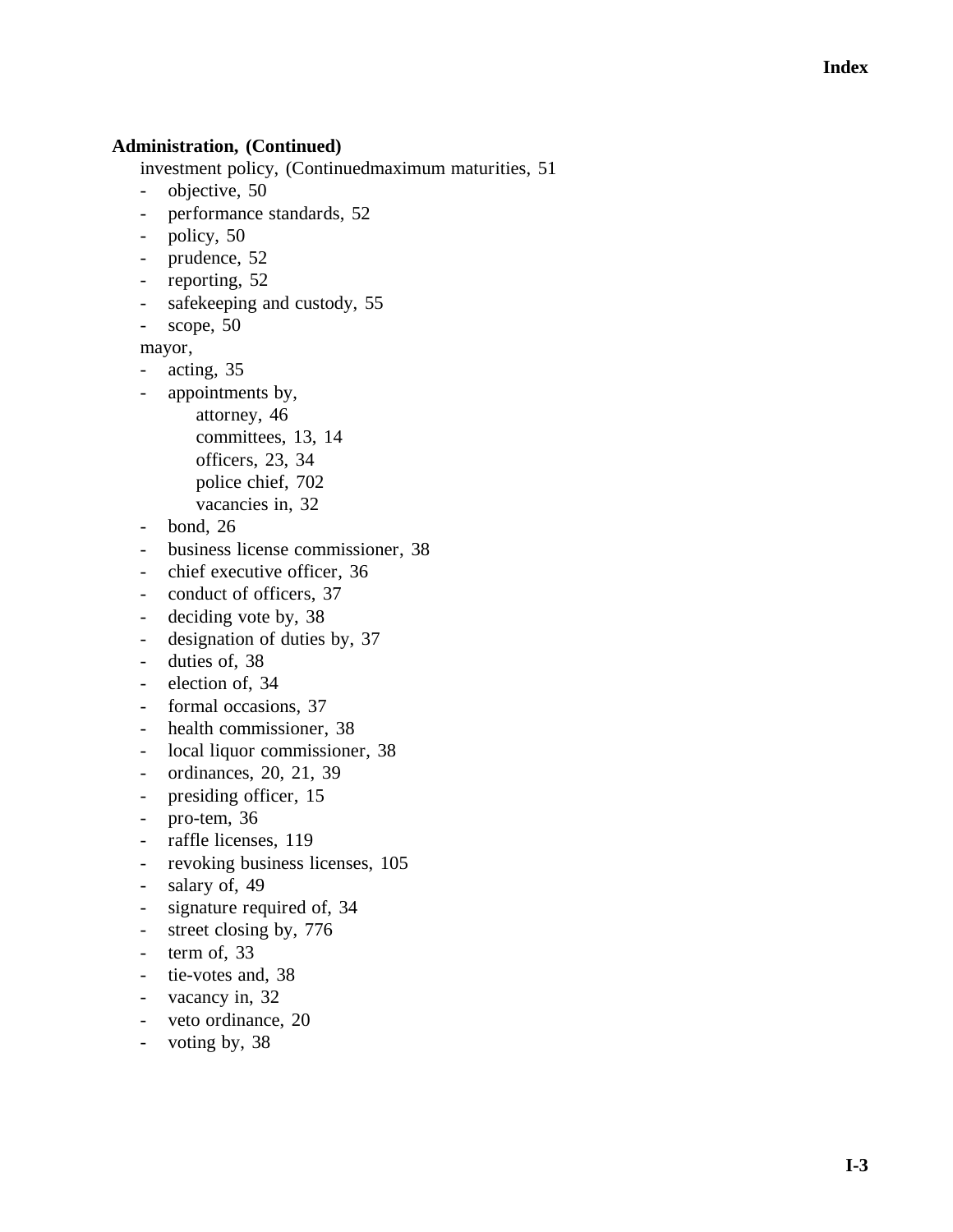**Administration, (Continued)**

investment policy, (Continuedmaximum maturities, 51

- objective, 50
- performance standards, 52
- policy, 50
- prudence, 52
- reporting, 52
- safekeeping and custody, 55
- scope, 50

mayor,

- acting, 35
- appointments by,
  - attorney, 46
  - committees, 13, 14
  - officers, 23, 34
  - police chief, 702
  - vacancies in, 32
- bond, 26
- business license commissioner, 38
- chief executive officer, 36
- conduct of officers, 37
- deciding vote by, 38
- designation of duties by, 37
- duties of, 38
- election of, 34
- formal occasions, 37
- health commissioner, 38
- local liquor commissioner, 38
- ordinances, 20, 21, 39
- presiding officer, 15
- pro-tem, 36
- raffle licenses, 119
- revoking business licenses, 105
- salary of, 49
- signature required of, 34
- street closing by, 776
- term of, 33
- tie-votes and, 38
- vacancy in, 32
- veto ordinance, 20
- voting by, 38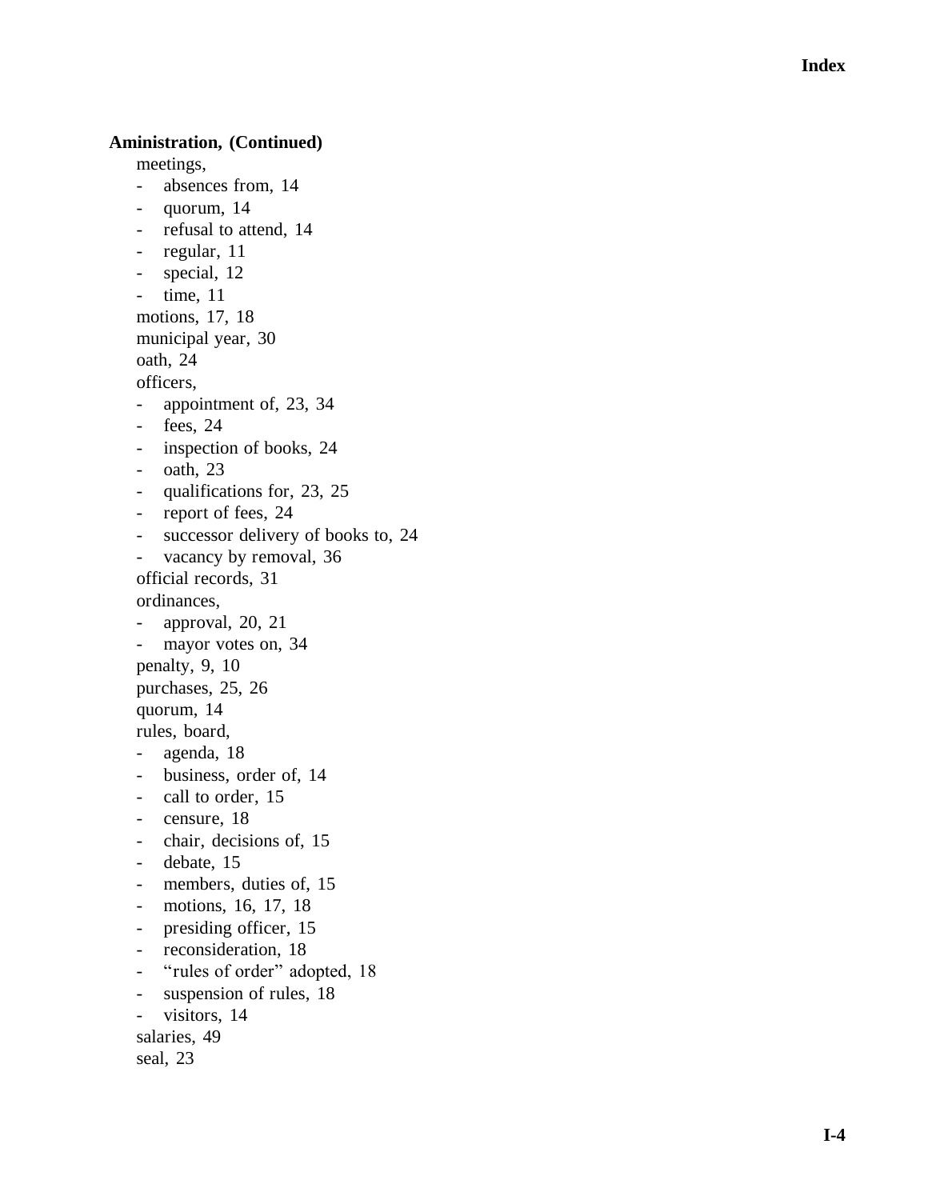**Aministration, (Continued)**

meetings,
- absences from, 14
- quorum, 14
- refusal to attend, 14
- regular, 11
- special, 12
- time, 11

motions, 17, 18

municipal year, 30

oath, 24

officers,
- appointment of, 23, 34
- fees, 24
- inspection of books, 24
- oath, 23
- qualifications for, 23, 25
- report of fees, 24
- successor delivery of books to, 24
- vacancy by removal, 36

official records, 31

ordinances,
- approval, 20, 21
- mayor votes on, 34

penalty, 9, 10

purchases, 25, 26

quorum, 14

rules, board,
- agenda, 18
- business, order of, 14
- call to order, 15
- censure, 18
- chair, decisions of, 15
- debate, 15
- members, duties of, 15
- motions, 16, 17, 18
- presiding officer, 15
- reconsideration, 18
- "rules of order" adopted, 18
- suspension of rules, 18
- visitors, 14

salaries, 49

seal, 23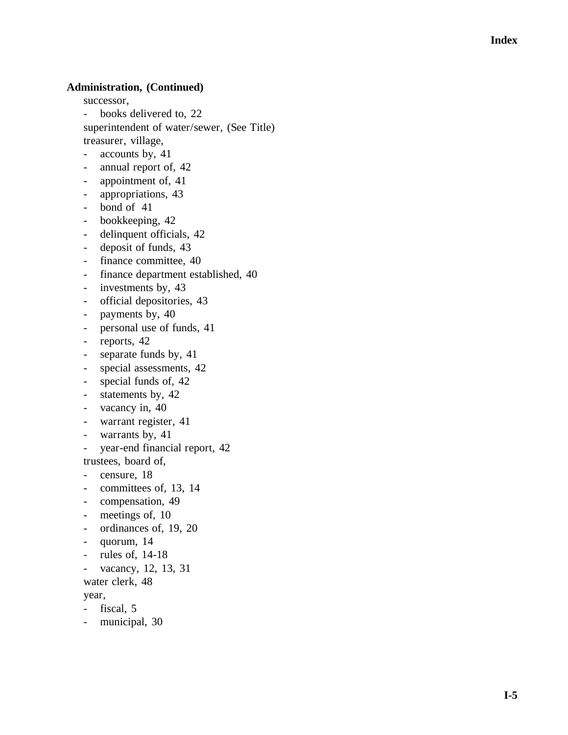**Administration, (Continued)**

successor,

- books delivered to, 22

superintendent of water/sewer, (See Title)

treasurer, village,

- accounts by, 41
- annual report of, 42
- appointment of, 41
- appropriations, 43
- bond of 41
- bookkeeping, 42
- delinquent officials, 42
- deposit of funds, 43
- finance committee, 40
- finance department established, 40
- investments by, 43
- official depositories, 43
- payments by, 40
- personal use of funds, 41
- reports, 42
- separate funds by, 41
- special assessments, 42
- special funds of, 42
- statements by, 42
- vacancy in, 40
- warrant register, 41
- warrants by, 41
- year-end financial report, 42

trustees, board of,

- censure, 18
- committees of, 13, 14
- compensation, 49
- meetings of, 10
- ordinances of, 19, 20
- quorum, 14
- rules of, 14-18
- vacancy, 12, 13, 31

water clerk, 48

year,

- fiscal, 5
- municipal, 30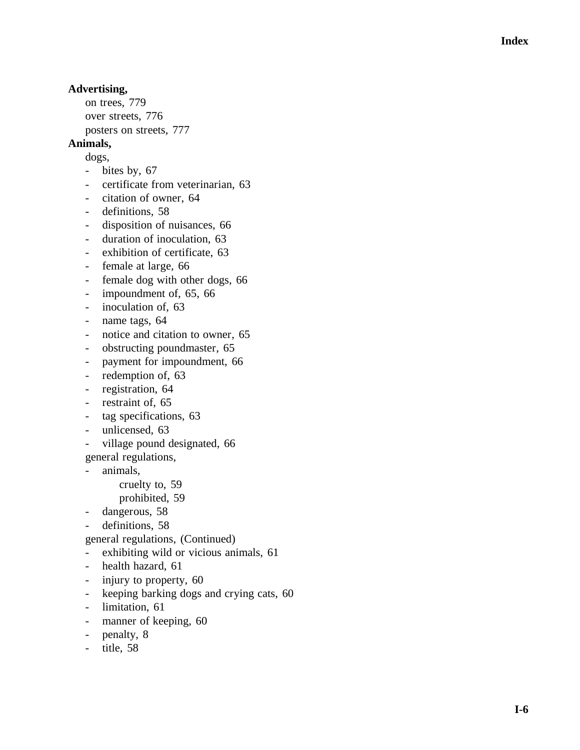**Advertising,**

on trees, 779
over streets, 776
posters on streets, 777

**Animals,**

dogs,
- bites by, 67
- certificate from veterinarian, 63
- citation of owner, 64
- definitions, 58
- disposition of nuisances, 66
- duration of inoculation, 63
- exhibition of certificate, 63
- female at large, 66
- female dog with other dogs, 66
- impoundment of, 65, 66
- inoculation of, 63
- name tags, 64
- notice and citation to owner, 65
- obstructing poundmaster, 65
- payment for impoundment, 66
- redemption of, 63
- registration, 64
- restraint of, 65
- tag specifications, 63
- unlicensed, 63
- village pound designated, 66

general regulations,
- animals,
    - cruelty to, 59
    - prohibited, 59
- dangerous, 58
- definitions, 58

general regulations, (Continued)
- exhibiting wild or vicious animals, 61
- health hazard, 61
- injury to property, 60
- keeping barking dogs and crying cats, 60
- limitation, 61
- manner of keeping, 60
- penalty, 8
- title, 58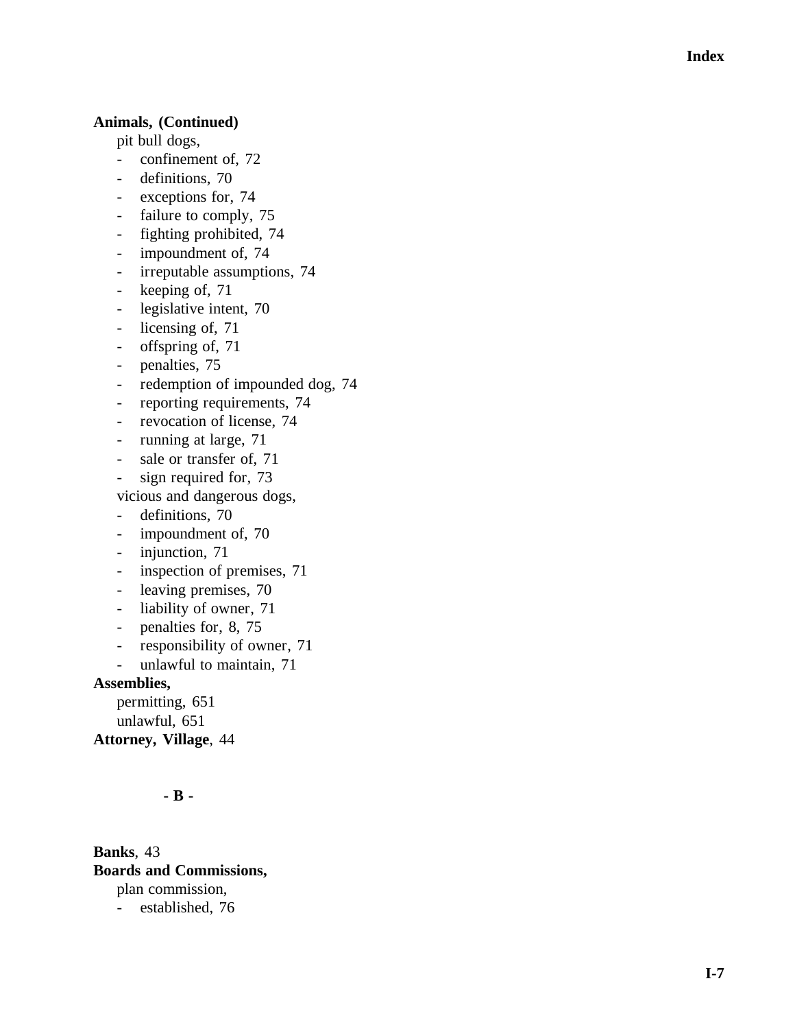**Animals, (Continued)**

pit bull dogs,

- confinement of, 72
- definitions, 70
- exceptions for, 74
- failure to comply, 75
- fighting prohibited, 74
- impoundment of, 74
- irreputable assumptions, 74
- keeping of, 71
- legislative intent, 70
- licensing of, 71
- offspring of, 71
- penalties, 75
- redemption of impounded dog, 74
- reporting requirements, 74
- revocation of license, 74
- running at large, 71
- sale or transfer of, 71
- sign required for, 73

vicious and dangerous dogs,

- definitions, 70
- impoundment of, 70
- injunction, 71
- inspection of premises, 71
- leaving premises, 70
- liability of owner, 71
- penalties for, 8, 75
- responsibility of owner, 71
- unlawful to maintain, 71

**Assemblies,**

permitting, 651
unlawful, 651

**Attorney, Village**, 44

## - B -

**Banks**, 43

**Boards and Commissions,**

plan commission,

- established, 76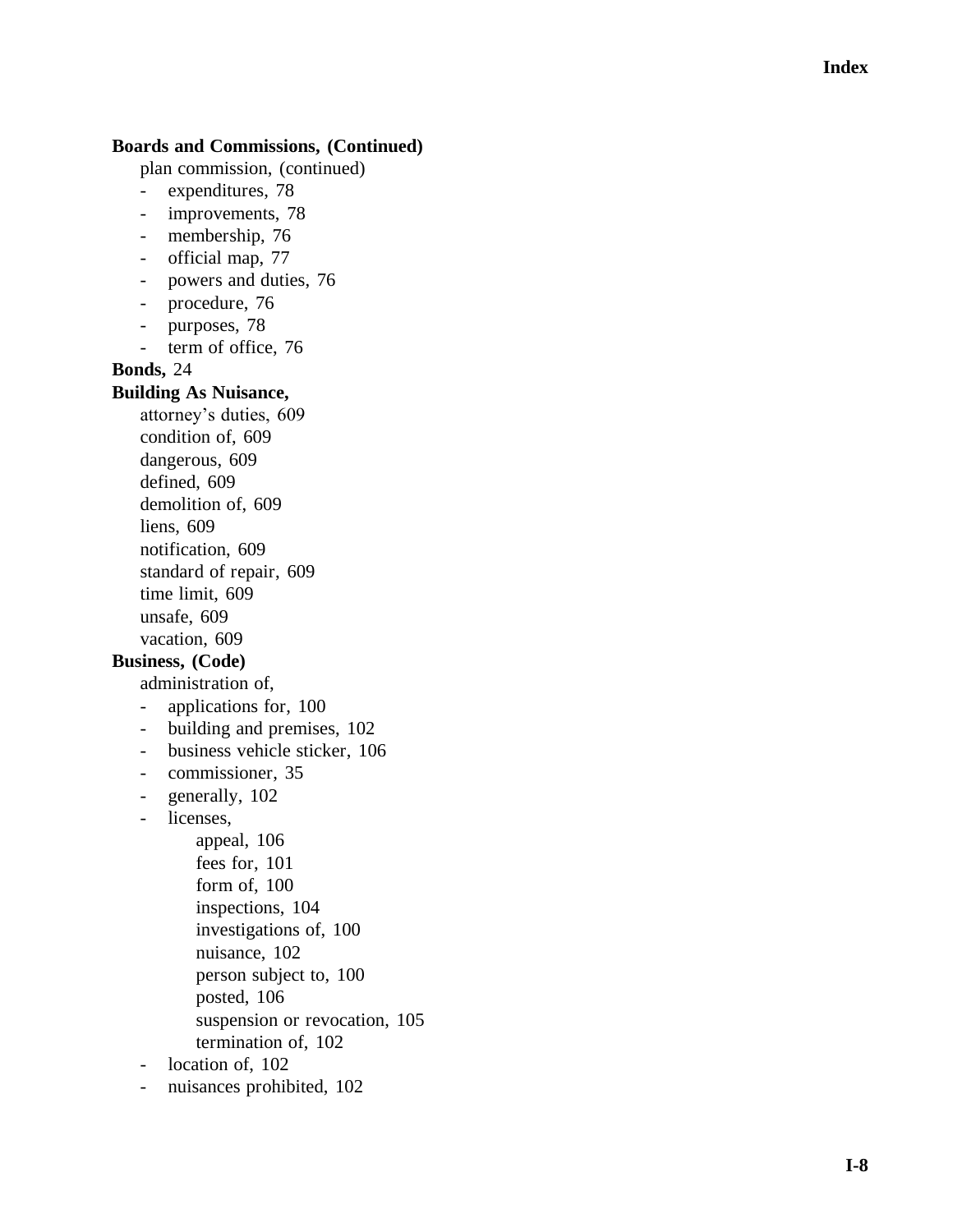**Boards and Commissions, (Continued)**

plan commission, (continued)

- expenditures, 78
- improvements, 78
- membership, 76
- official map, 77
- powers and duties, 76
- procedure, 76
- purposes, 78
- term of office, 76

**Bonds,** 24

**Building As Nuisance,**

attorney's duties, 609
condition of, 609
dangerous, 609
defined, 609
demolition of, 609
liens, 609
notification, 609
standard of repair, 609
time limit, 609
unsafe, 609
vacation, 609

**Business, (Code)**

administration of,

- applications for, 100
- building and premises, 102
- business vehicle sticker, 106
- commissioner, 35
- generally, 102
- licenses,
    - appeal, 106
    - fees for, 101
    - form of, 100
    - inspections, 104
    - investigations of, 100
    - nuisance, 102
    - person subject to, 100
    - posted, 106
    - suspension or revocation, 105
    - termination of, 102
- location of, 102
- nuisances prohibited, 102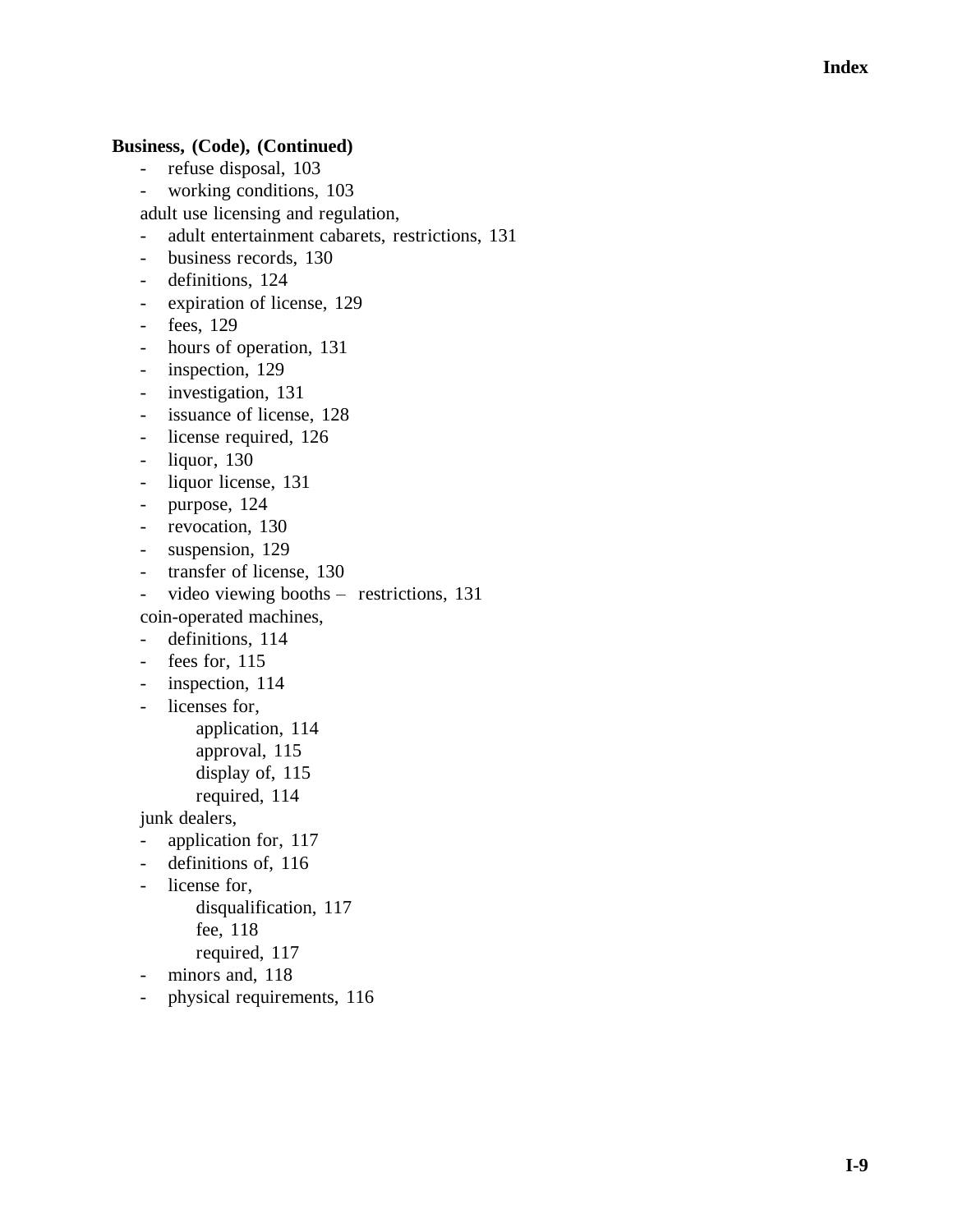**Business, (Code), (Continued)**

- refuse disposal, 103
- working conditions, 103

adult use licensing and regulation,

- adult entertainment cabarets, restrictions, 131
- business records, 130
- definitions, 124
- expiration of license, 129
- fees, 129
- hours of operation, 131
- inspection, 129
- investigation, 131
- issuance of license, 128
- license required, 126
- liquor, 130
- liquor license, 131
- purpose, 124
- revocation, 130
- suspension, 129
- transfer of license, 130
- video viewing booths – restrictions, 131

coin-operated machines,

- definitions, 114
- fees for, 115
- inspection, 114
- licenses for,
  - application, 114
  - approval, 115
  - display of, 115
  - required, 114

junk dealers,

- application for, 117
- definitions of, 116
- license for,
  - disqualification, 117
  - fee, 118
  - required, 117
- minors and, 118
- physical requirements, 116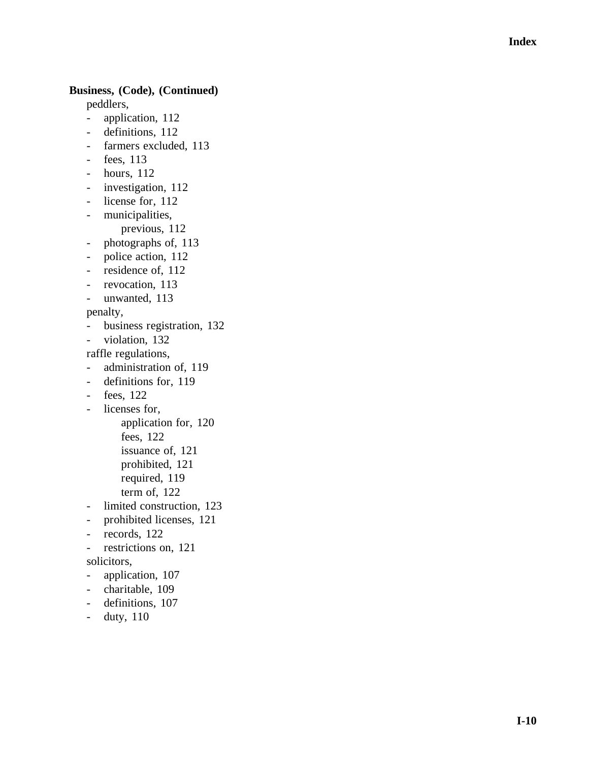**Business, (Code), (Continued)**

peddlers,
- application, 112
- definitions, 112
- farmers excluded, 113
- fees, 113
- hours, 112
- investigation, 112
- license for, 112
- municipalities,
  - previous, 112
- photographs of, 113
- police action, 112
- residence of, 112
- revocation, 113
- unwanted, 113

penalty,
- business registration, 132
- violation, 132

raffle regulations,
- administration of, 119
- definitions for, 119
- fees, 122
- licenses for,
  - application for, 120
  - fees, 122
  - issuance of, 121
  - prohibited, 121
  - required, 119
  - term of, 122
- limited construction, 123
- prohibited licenses, 121
- records, 122
- restrictions on, 121

solicitors,
- application, 107
- charitable, 109
- definitions, 107
- duty, 110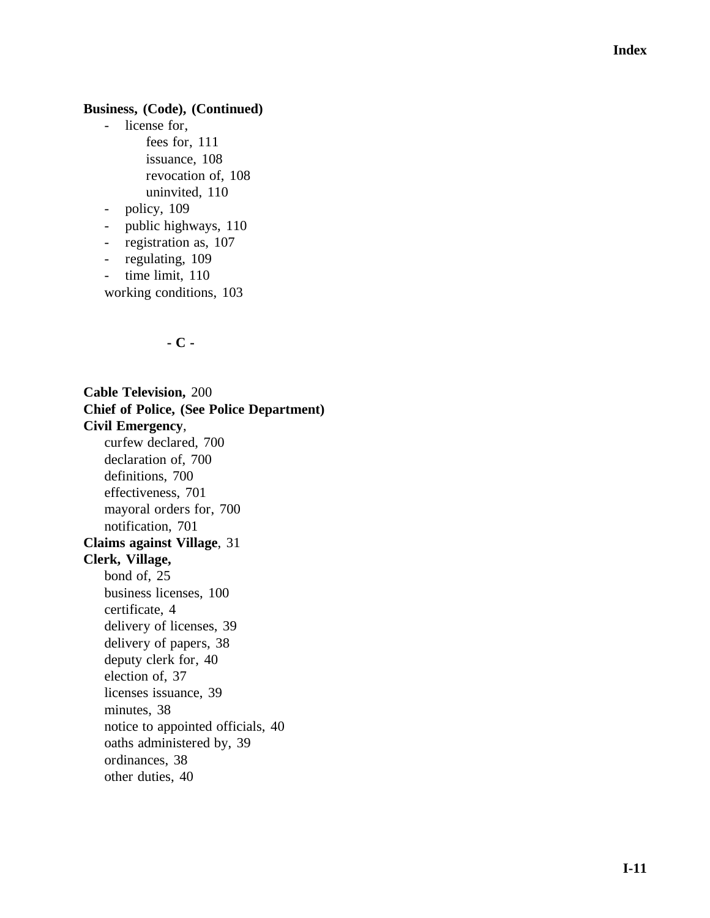**Business, (Code), (Continued)**

- license for,
    - fees for, 111
    - issuance, 108
    - revocation of, 108
    - uninvited, 110
- policy, 109
- public highways, 110
- registration as, 107
- regulating, 109
- time limit, 110

working conditions, 103

**- C -**

**Cable Television,** 200
**Chief of Police, (See Police Department)**
**Civil Emergency**,
  curfew declared, 700
  declaration of, 700
  definitions, 700
  effectiveness, 701
  mayoral orders for, 700
  notification, 701
**Claims against Village**, 31
**Clerk, Village,**
  bond of, 25
  business licenses, 100
  certificate, 4
  delivery of licenses, 39
  delivery of papers, 38
  deputy clerk for, 40
  election of, 37
  licenses issuance, 39
  minutes, 38
  notice to appointed officials, 40
  oaths administered by, 39
  ordinances, 38
  other duties, 40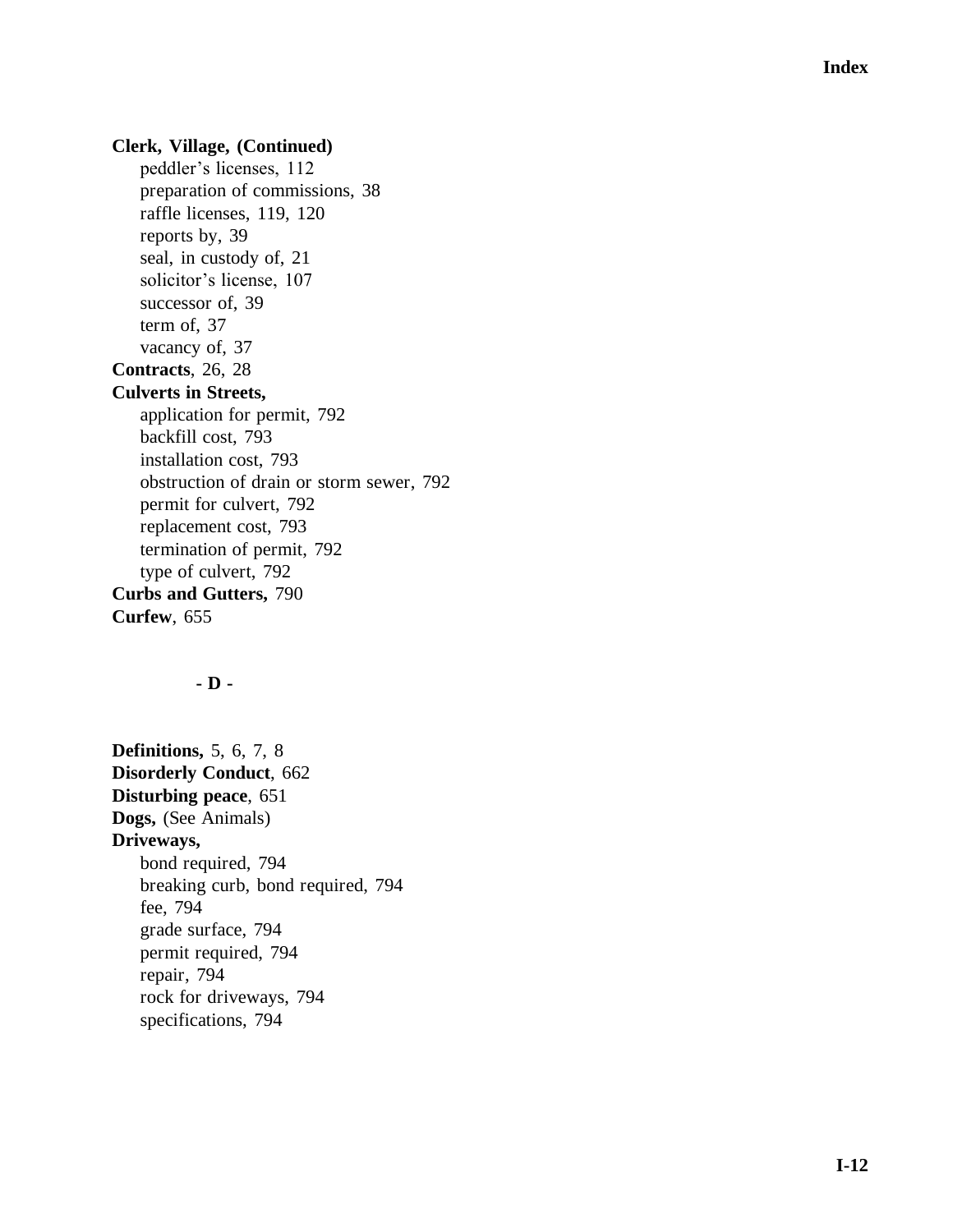**Clerk, Village, (Continued)**

- peddler's licenses, 112
- preparation of commissions, 38
- raffle licenses, 119, 120
- reports by, 39
- seal, in custody of, 21
- solicitor's license, 107
- successor of, 39
- term of, 37
- vacancy of, 37

**Contracts**, 26, 28

**Culverts in Streets,**

- application for permit, 792
- backfill cost, 793
- installation cost, 793
- obstruction of drain or storm sewer, 792
- permit for culvert, 792
- replacement cost, 793
- termination of permit, 792
- type of culvert, 792

**Curbs and Gutters,** 790

**Curfew**, 655

## - D -

**Definitions,** 5, 6, 7, 8

**Disorderly Conduct**, 662

**Disturbing peace**, 651

**Dogs,** (See Animals)

**Driveways,**

- bond required, 794
- breaking curb, bond required, 794
- fee, 794
- grade surface, 794
- permit required, 794
- repair, 794
- rock for driveways, 794
- specifications, 794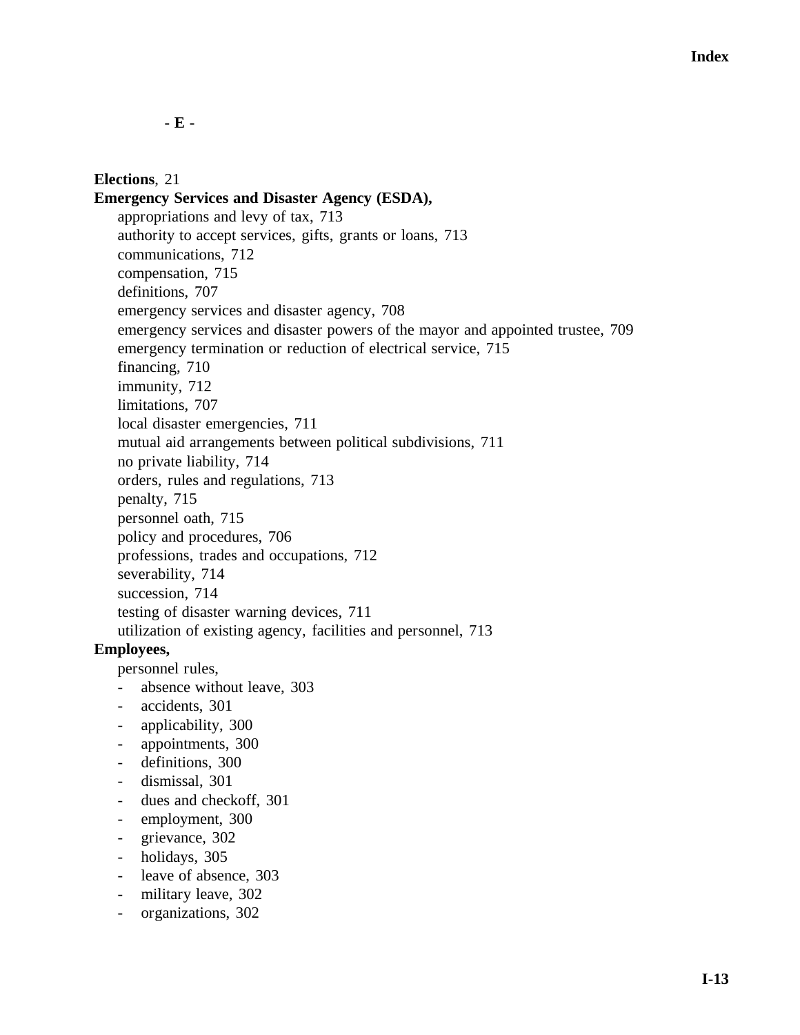## - E -

**Elections**, 21

**Emergency Services and Disaster Agency (ESDA),**

appropriations and levy of tax, 713
authority to accept services, gifts, grants or loans, 713
communications, 712
compensation, 715
definitions, 707
emergency services and disaster agency, 708
emergency services and disaster powers of the mayor and appointed trustee, 709
emergency termination or reduction of electrical service, 715
financing, 710
immunity, 712
limitations, 707
local disaster emergencies, 711
mutual aid arrangements between political subdivisions, 711
no private liability, 714
orders, rules and regulations, 713
penalty, 715
personnel oath, 715
policy and procedures, 706
professions, trades and occupations, 712
severability, 714
succession, 714
testing of disaster warning devices, 711
utilization of existing agency, facilities and personnel, 713

**Employees,**

personnel rules,

- absence without leave, 303
- accidents, 301
- applicability, 300
- appointments, 300
- definitions, 300
- dismissal, 301
- dues and checkoff, 301
- employment, 300
- grievance, 302
- holidays, 305
- leave of absence, 303
- military leave, 302
- organizations, 302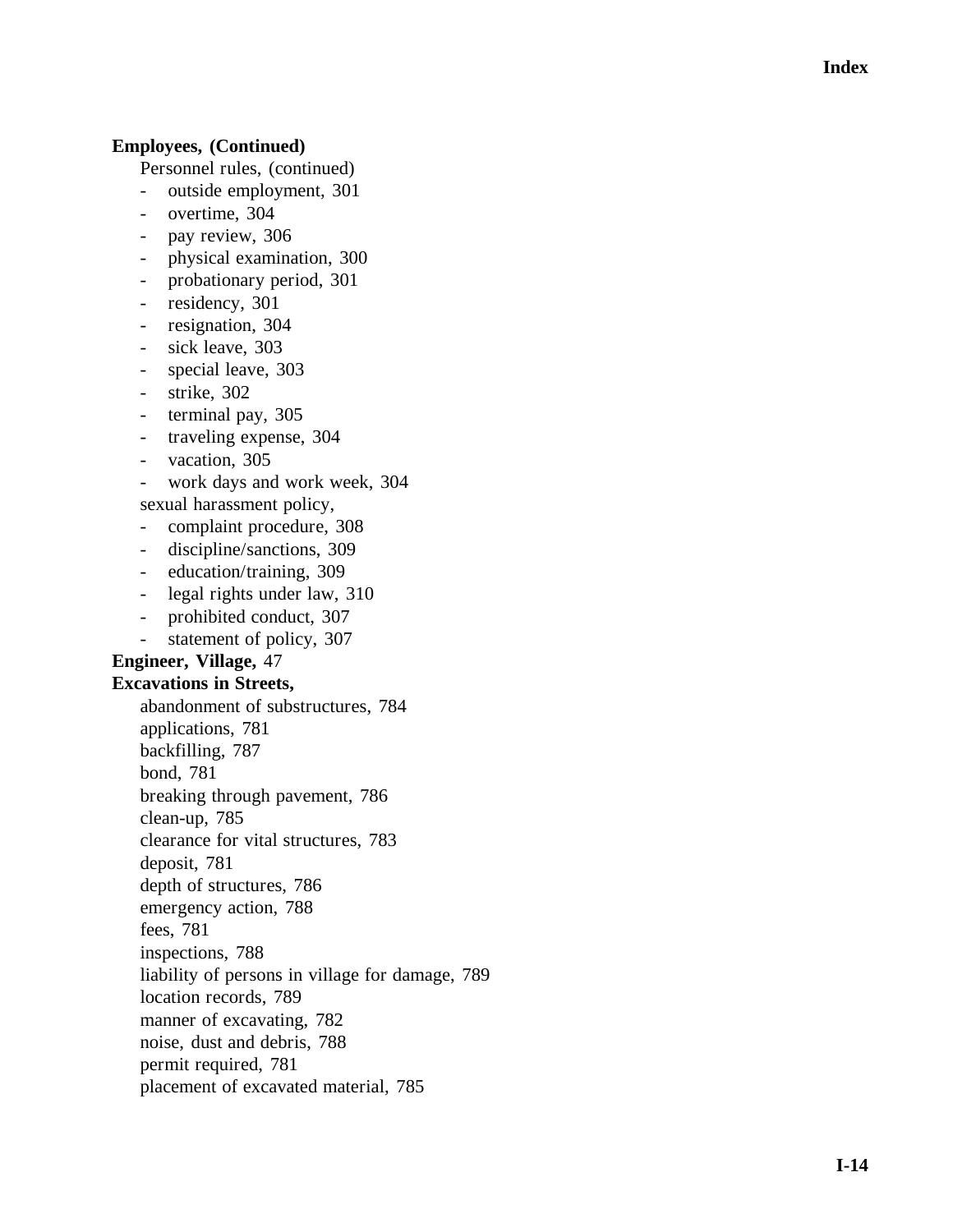**Employees, (Continued)**

Personnel rules, (continued)

- outside employment, 301
- overtime, 304
- pay review, 306
- physical examination, 300
- probationary period, 301
- residency, 301
- resignation, 304
- sick leave, 303
- special leave, 303
- strike, 302
- terminal pay, 305
- traveling expense, 304
- vacation, 305
- work days and work week, 304

sexual harassment policy,

- complaint procedure, 308
- discipline/sanctions, 309
- education/training, 309
- legal rights under law, 310
- prohibited conduct, 307
- statement of policy, 307

**Engineer, Village,** 47

**Excavations in Streets,**

abandonment of substructures, 784
applications, 781
backfilling, 787
bond, 781
breaking through pavement, 786
clean-up, 785
clearance for vital structures, 783
deposit, 781
depth of structures, 786
emergency action, 788
fees, 781
inspections, 788
liability of persons in village for damage, 789
location records, 789
manner of excavating, 782
noise, dust and debris, 788
permit required, 781
placement of excavated material, 785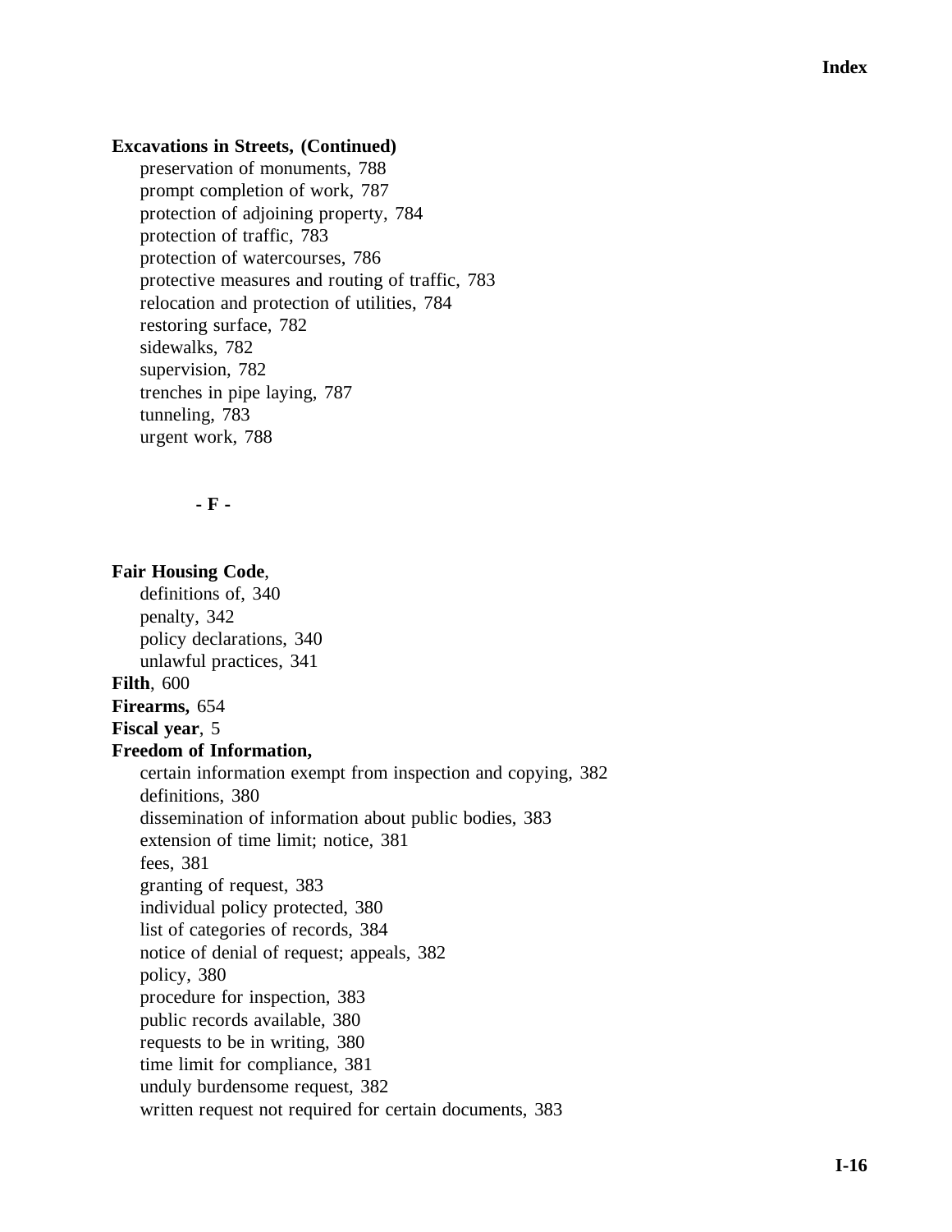**Excavations in Streets, (Continued)**

- preservation of monuments, 788
- prompt completion of work, 787
- protection of adjoining property, 784
- protection of traffic, 783
- protection of watercourses, 786
- protective measures and routing of traffic, 783
- relocation and protection of utilities, 784
- restoring surface, 782
- sidewalks, 782
- supervision, 782
- trenches in pipe laying, 787
- tunneling, 783
- urgent work, 788

## - F -

**Fair Housing Code**,

- definitions of, 340
- penalty, 342
- policy declarations, 340
- unlawful practices, 341

**Filth**, 600

**Firearms,** 654

**Fiscal year**, 5

**Freedom of Information,**

- certain information exempt from inspection and copying, 382
- definitions, 380
- dissemination of information about public bodies, 383
- extension of time limit; notice, 381
- fees, 381
- granting of request, 383
- individual policy protected, 380
- list of categories of records, 384
- notice of denial of request; appeals, 382
- policy, 380
- procedure for inspection, 383
- public records available, 380
- requests to be in writing, 380
- time limit for compliance, 381
- unduly burdensome request, 382
- written request not required for certain documents, 383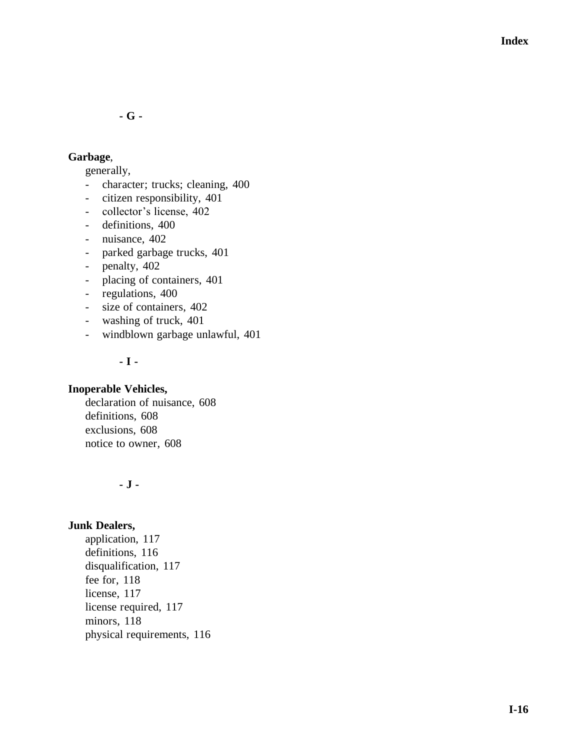- G -

**Garbage**,

generally,

- character; trucks; cleaning, 400
- citizen responsibility, 401
- collector’s license, 402
- definitions, 400
- nuisance, 402
- parked garbage trucks, 401
- penalty, 402
- placing of containers, 401
- regulations, 400
- size of containers, 402
- washing of truck, 401
- windblown garbage unlawful, 401

- I -

**Inoperable Vehicles,**

declaration of nuisance, 608
definitions, 608
exclusions, 608
notice to owner, 608

- J -

**Junk Dealers,**

application, 117
definitions, 116
disqualification, 117
fee for, 118
license, 117
license required, 117
minors, 118
physical requirements, 116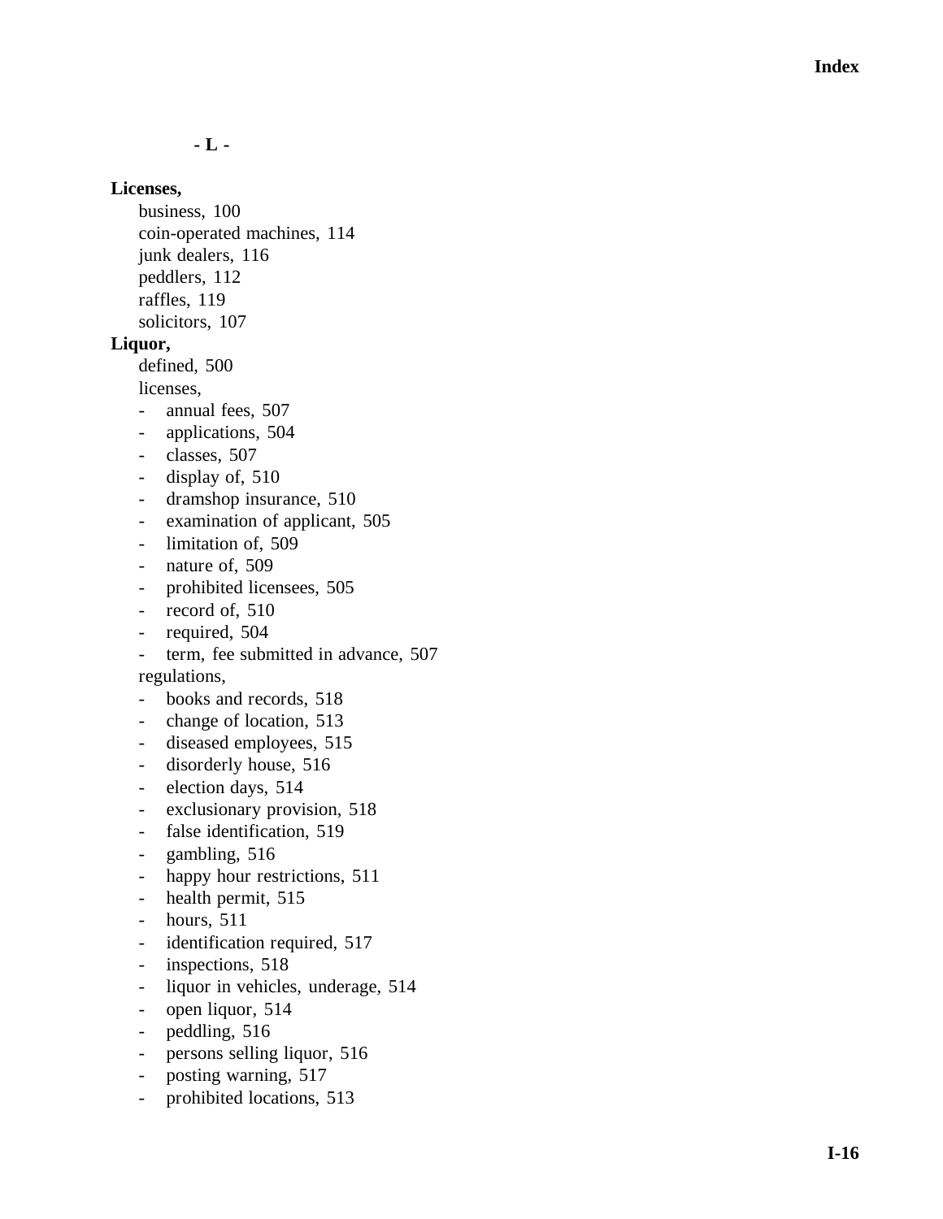**- L -**

**Licenses,**

business, 100
coin-operated machines, 114
junk dealers, 116
peddlers, 112
raffles, 119
solicitors, 107

**Liquor,**

defined, 500
licenses,
- annual fees, 507
- applications, 504
- classes, 507
- display of, 510
- dramshop insurance, 510
- examination of applicant, 505
- limitation of, 509
- nature of, 509
- prohibited licensees, 505
- record of, 510
- required, 504
- term, fee submitted in advance, 507

regulations,
- books and records, 518
- change of location, 513
- diseased employees, 515
- disorderly house, 516
- election days, 514
- exclusionary provision, 518
- false identification, 519
- gambling, 516
- happy hour restrictions, 511
- health permit, 515
- hours, 511
- identification required, 517
- inspections, 518
- liquor in vehicles, underage, 514
- open liquor, 514
- peddling, 516
- persons selling liquor, 516
- posting warning, 517
- prohibited locations, 513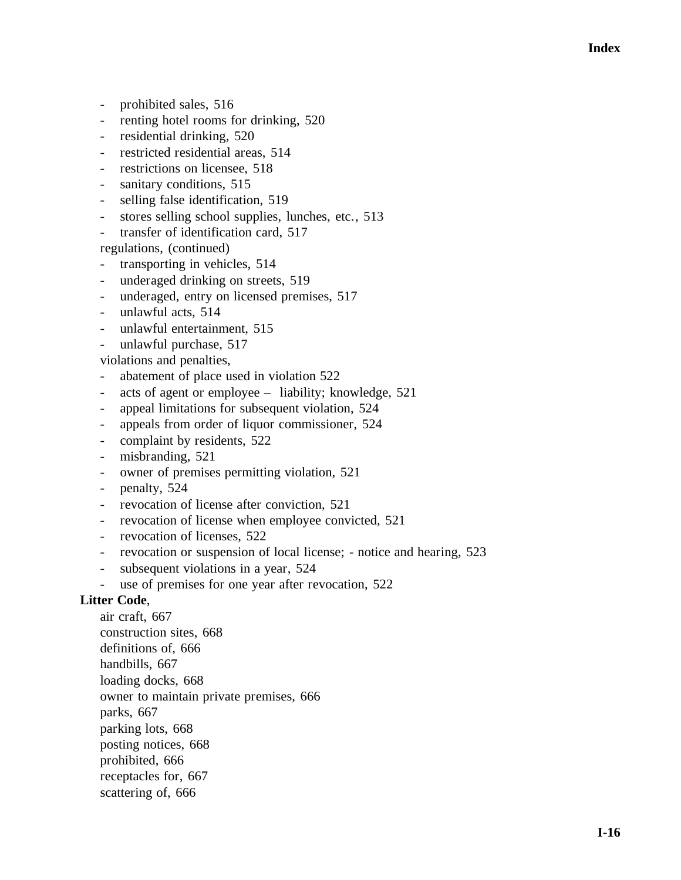- prohibited sales, 516
- renting hotel rooms for drinking, 520
- residential drinking, 520
- restricted residential areas, 514
- restrictions on licensee, 518
- sanitary conditions, 515
- selling false identification, 519
- stores selling school supplies, lunches, etc., 513
- transfer of identification card, 517

regulations, (continued)

- transporting in vehicles, 514
- underaged drinking on streets, 519
- underaged, entry on licensed premises, 517
- unlawful acts, 514
- unlawful entertainment, 515
- unlawful purchase, 517

violations and penalties,

- abatement of place used in violation 522
- acts of agent or employee – liability; knowledge, 521
- appeal limitations for subsequent violation, 524
- appeals from order of liquor commissioner, 524
- complaint by residents, 522
- misbranding, 521
- owner of premises permitting violation, 521
- penalty, 524
- revocation of license after conviction, 521
- revocation of license when employee convicted, 521
- revocation of licenses, 522
- revocation or suspension of local license; - notice and hearing, 523
- subsequent violations in a year, 524
- use of premises for one year after revocation, 522

**Litter Code**,

air craft, 667
construction sites, 668
definitions of, 666
handbills, 667
loading docks, 668
owner to maintain private premises, 666
parks, 667
parking lots, 668
posting notices, 668
prohibited, 666
receptacles for, 667
scattering of, 666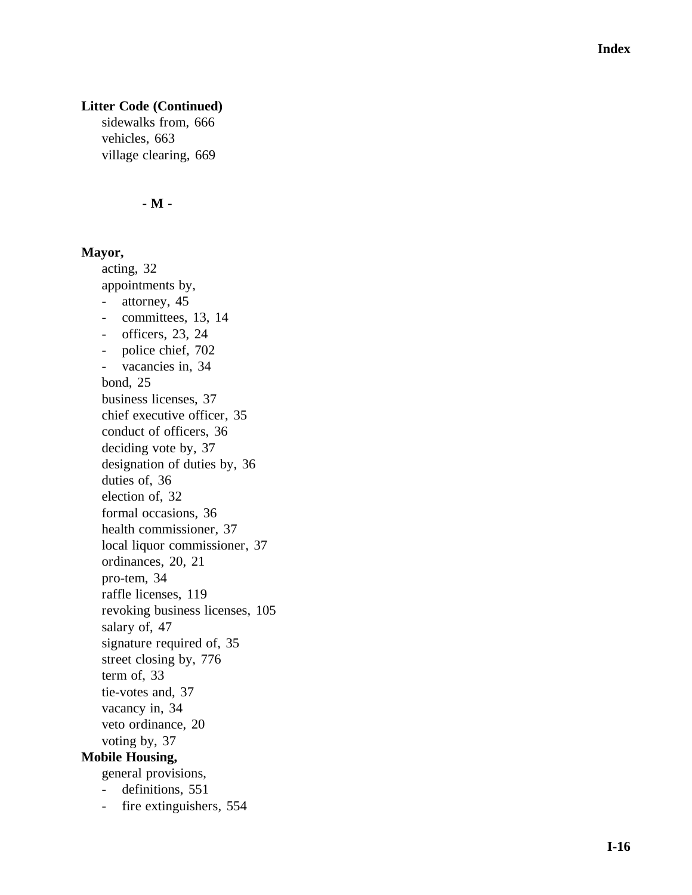**Litter Code (Continued)**

sidewalks from, 666
vehicles, 663
village clearing, 669

**- M -**

**Mayor,**

acting, 32
appointments by,
- attorney, 45
- committees, 13, 14
- officers, 23, 24
- police chief, 702
- vacancies in, 34

bond, 25
business licenses, 37
chief executive officer, 35
conduct of officers, 36
deciding vote by, 37
designation of duties by, 36
duties of, 36
election of, 32
formal occasions, 36
health commissioner, 37
local liquor commissioner, 37
ordinances, 20, 21
pro-tem, 34
raffle licenses, 119
revoking business licenses, 105
salary of, 47
signature required of, 35
street closing by, 776
term of, 33
tie-votes and, 37
vacancy in, 34
veto ordinance, 20
voting by, 37

**Mobile Housing,**

general provisions,
- definitions, 551
- fire extinguishers, 554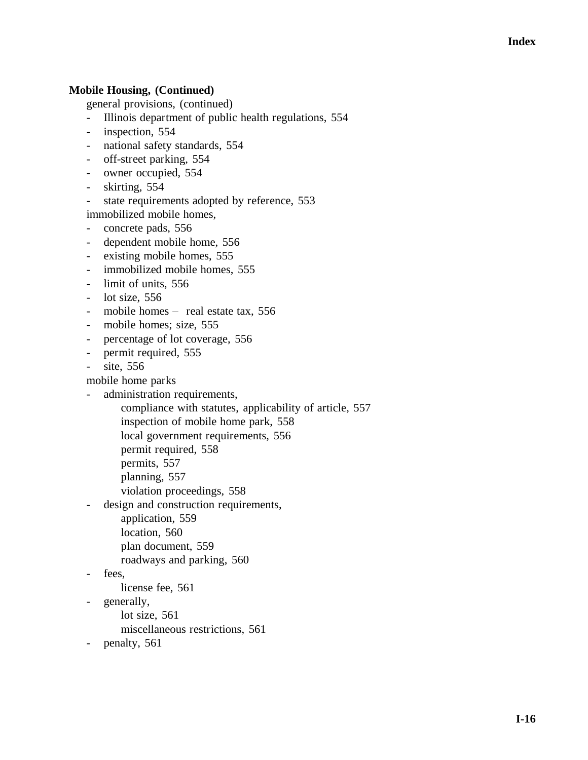**Mobile Housing, (Continued)**

general provisions, (continued)

- Illinois department of public health regulations, 554
- inspection, 554
- national safety standards, 554
- off-street parking, 554
- owner occupied, 554
- skirting, 554
- state requirements adopted by reference, 553

immobilized mobile homes,

- concrete pads, 556
- dependent mobile home, 556
- existing mobile homes, 555
- immobilized mobile homes, 555
- limit of units, 556
- lot size, 556
- mobile homes – real estate tax, 556
- mobile homes; size, 555
- percentage of lot coverage, 556
- permit required, 555
- site, 556

mobile home parks

- administration requirements,
    - compliance with statutes, applicability of article, 557
    - inspection of mobile home park, 558
    - local government requirements, 556
    - permit required, 558
    - permits, 557
    - planning, 557
    - violation proceedings, 558
- design and construction requirements,
    - application, 559
    - location, 560
    - plan document, 559
    - roadways and parking, 560
- fees,
    - license fee, 561
- generally,
    - lot size, 561
    - miscellaneous restrictions, 561
- penalty, 561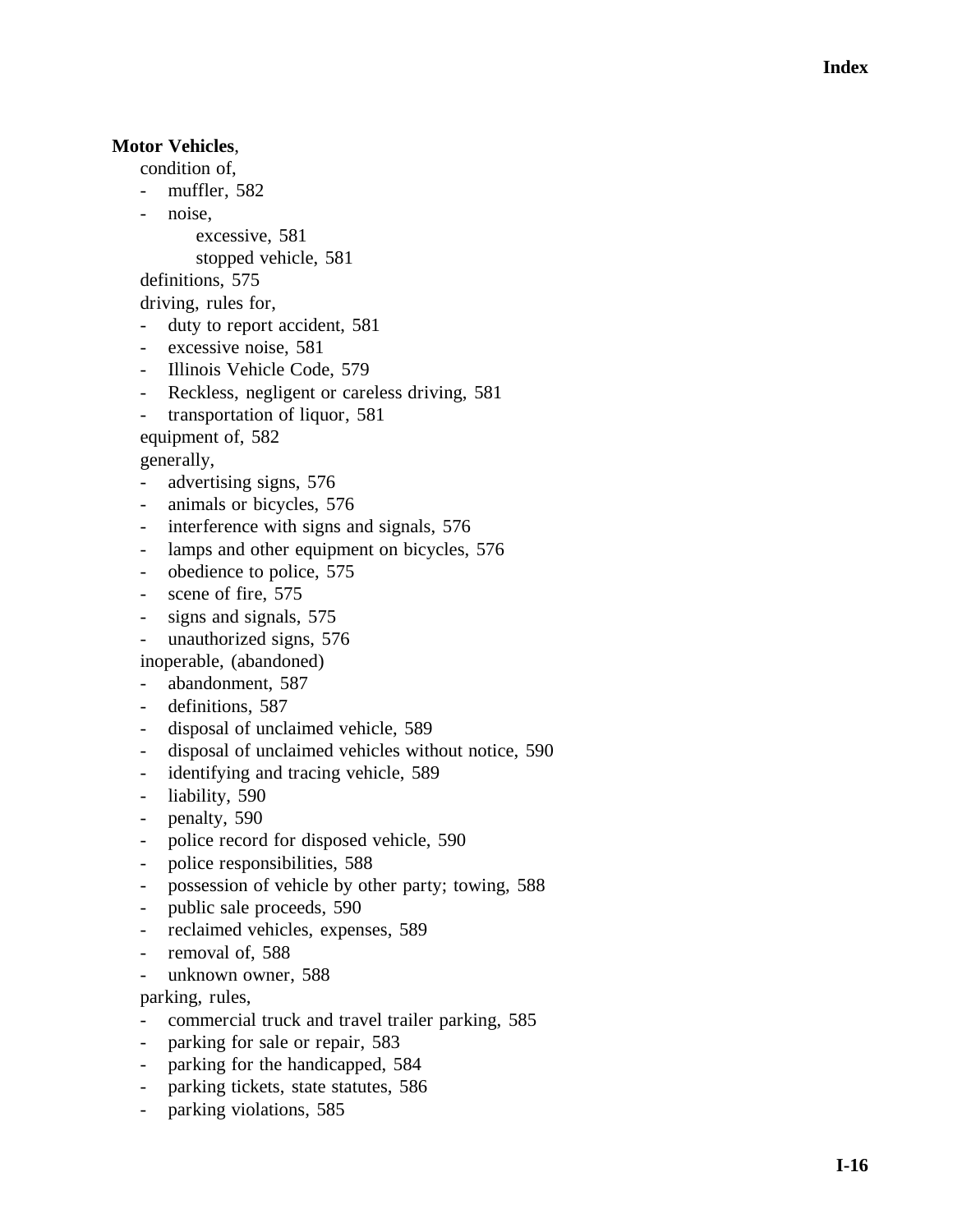**Motor Vehicles**,

condition of,
- muffler, 582
- noise,
  - excessive, 581
  - stopped vehicle, 581

definitions, 575

driving, rules for,
- duty to report accident, 581
- excessive noise, 581
- Illinois Vehicle Code, 579
- Reckless, negligent or careless driving, 581
- transportation of liquor, 581

equipment of, 582

generally,
- advertising signs, 576
- animals or bicycles, 576
- interference with signs and signals, 576
- lamps and other equipment on bicycles, 576
- obedience to police, 575
- scene of fire, 575
- signs and signals, 575
- unauthorized signs, 576

inoperable, (abandoned)
- abandonment, 587
- definitions, 587
- disposal of unclaimed vehicle, 589
- disposal of unclaimed vehicles without notice, 590
- identifying and tracing vehicle, 589
- liability, 590
- penalty, 590
- police record for disposed vehicle, 590
- police responsibilities, 588
- possession of vehicle by other party; towing, 588
- public sale proceeds, 590
- reclaimed vehicles, expenses, 589
- removal of, 588
- unknown owner, 588

parking, rules,
- commercial truck and travel trailer parking, 585
- parking for sale or repair, 583
- parking for the handicapped, 584
- parking tickets, state statutes, 586
- parking violations, 585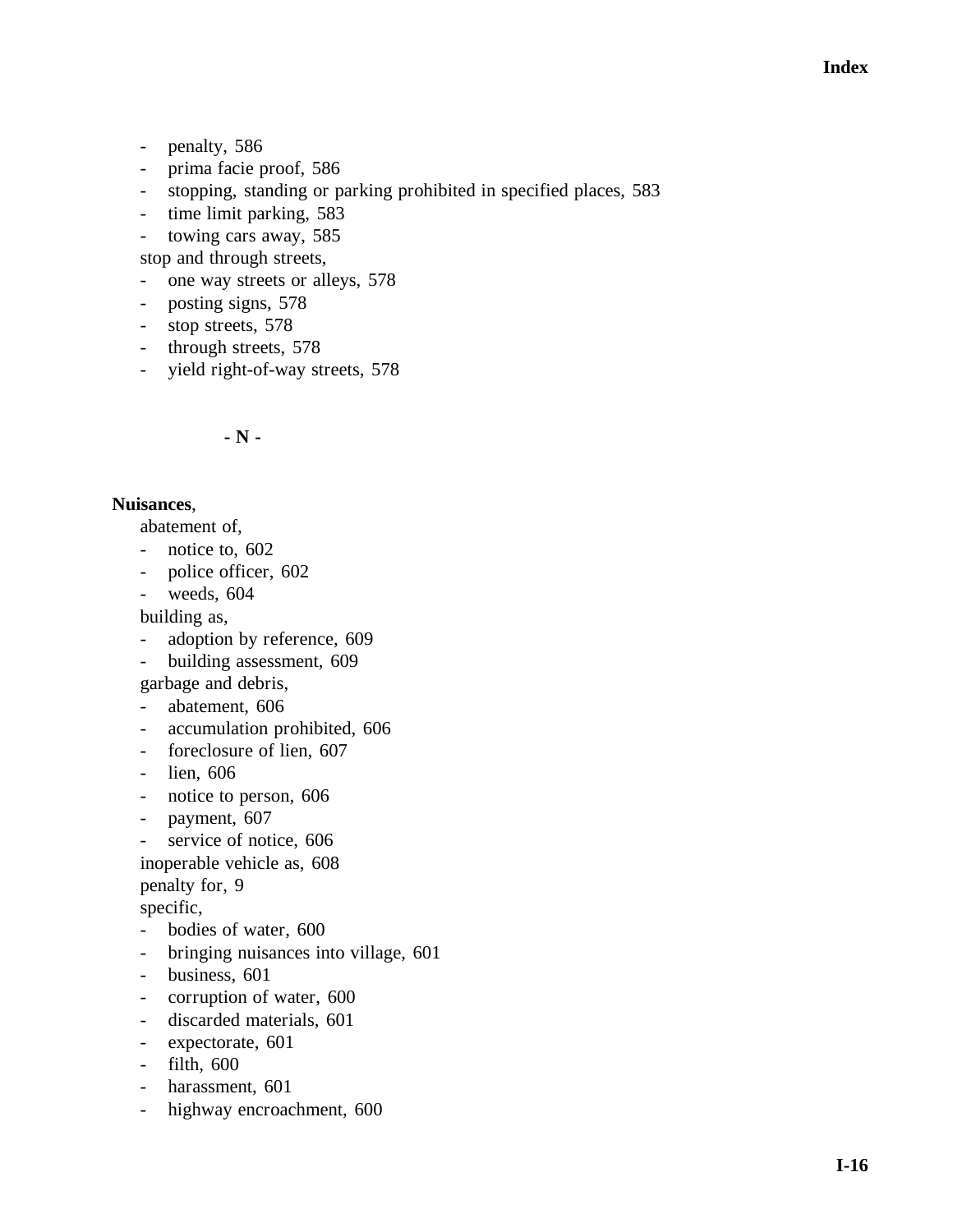- penalty, 586
- prima facie proof, 586
- stopping, standing or parking prohibited in specified places, 583
- time limit parking, 583
- towing cars away, 585

stop and through streets,

- one way streets or alleys, 578
- posting signs, 578
- stop streets, 578
- through streets, 578
- yield right-of-way streets, 578

## - N -

**Nuisances**,

abatement of,

- notice to, 602
- police officer, 602
- weeds, 604

building as,

- adoption by reference, 609
- building assessment, 609

garbage and debris,

- abatement, 606
- accumulation prohibited, 606
- foreclosure of lien, 607
- lien, 606
- notice to person, 606
- payment, 607
- service of notice, 606

inoperable vehicle as, 608

penalty for, 9

specific,

- bodies of water, 600
- bringing nuisances into village, 601
- business, 601
- corruption of water, 600
- discarded materials, 601
- expectorate, 601
- filth, 600
- harassment, 601
- highway encroachment, 600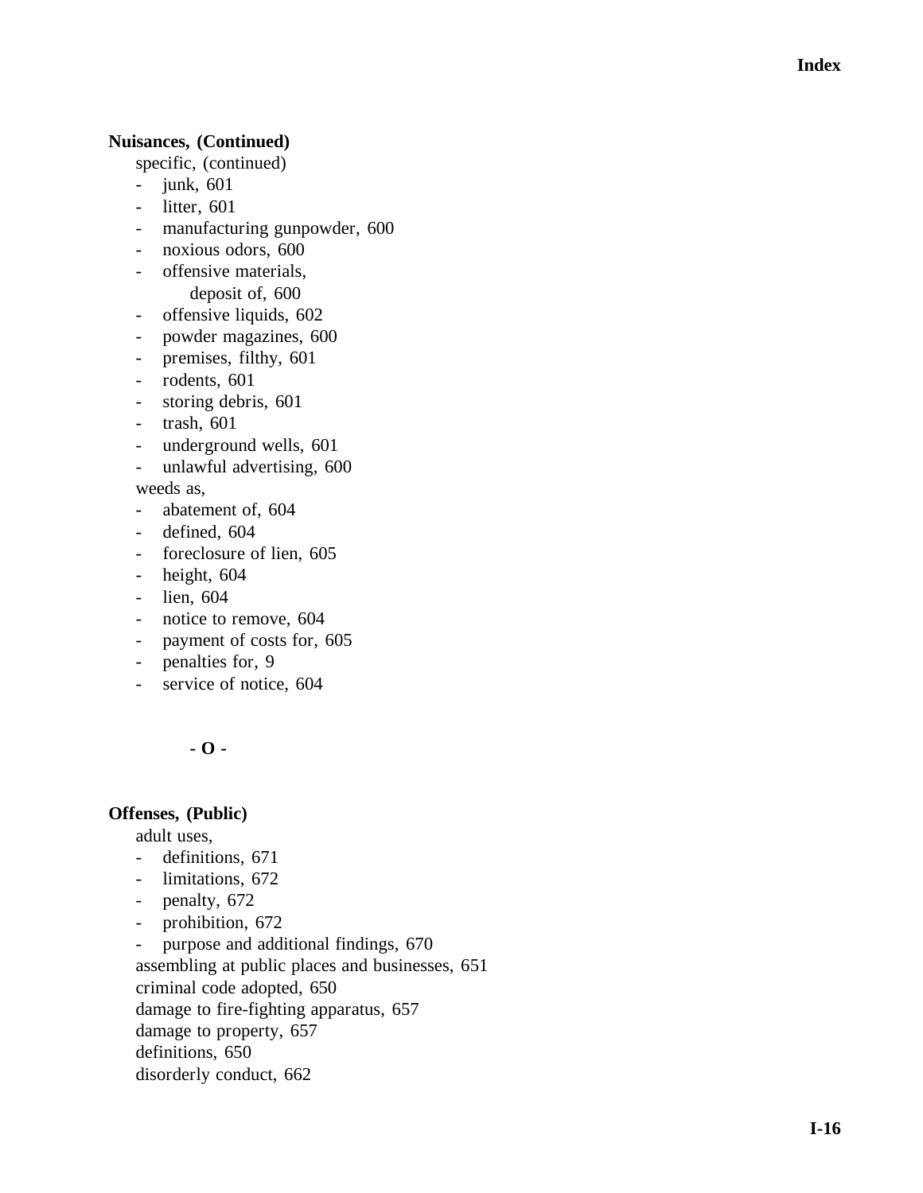**Nuisances, (Continued)**

specific, (continued)

- junk, 601
- litter, 601
- manufacturing gunpowder, 600
- noxious odors, 600
- offensive materials,
  deposit of, 600
- offensive liquids, 602
- powder magazines, 600
- premises, filthy, 601
- rodents, 601
- storing debris, 601
- trash, 601
- underground wells, 601
- unlawful advertising, 600

weeds as,

- abatement of, 604
- defined, 604
- foreclosure of lien, 605
- height, 604
- lien, 604
- notice to remove, 604
- payment of costs for, 605
- penalties for, 9
- service of notice, 604

**- O -**

**Offenses, (Public)**

adult uses,

- definitions, 671
- limitations, 672
- penalty, 672
- prohibition, 672
- purpose and additional findings, 670

assembling at public places and businesses, 651

criminal code adopted, 650

damage to fire-fighting apparatus, 657

damage to property, 657

definitions, 650

disorderly conduct, 662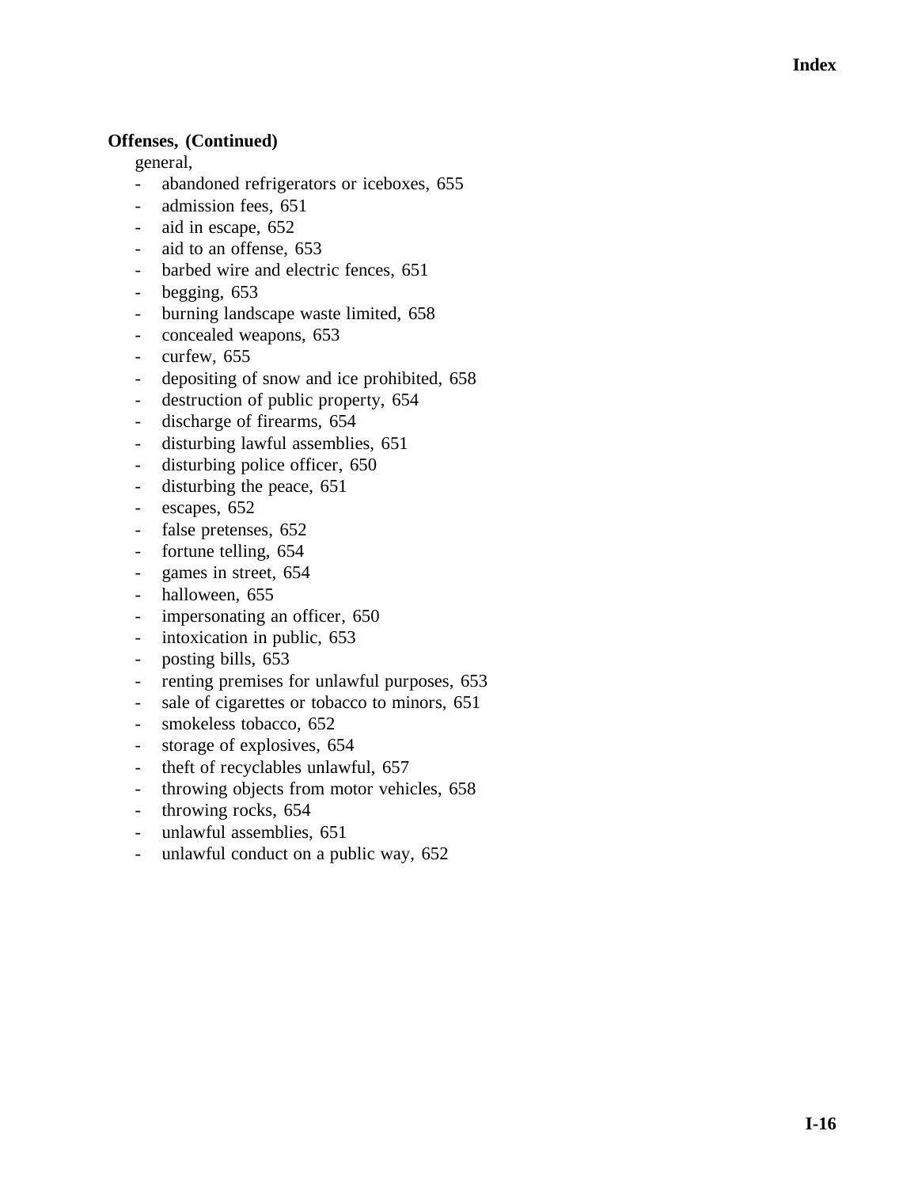**Offenses, (Continued)**

general,

- abandoned refrigerators or iceboxes, 655
- admission fees, 651
- aid in escape, 652
- aid to an offense, 653
- barbed wire and electric fences, 651
- begging, 653
- burning landscape waste limited, 658
- concealed weapons, 653
- curfew, 655
- depositing of snow and ice prohibited, 658
- destruction of public property, 654
- discharge of firearms, 654
- disturbing lawful assemblies, 651
- disturbing police officer, 650
- disturbing the peace, 651
- escapes, 652
- false pretenses, 652
- fortune telling, 654
- games in street, 654
- halloween, 655
- impersonating an officer, 650
- intoxication in public, 653
- posting bills, 653
- renting premises for unlawful purposes, 653
- sale of cigarettes or tobacco to minors, 651
- smokeless tobacco, 652
- storage of explosives, 654
- theft of recyclables unlawful, 657
- throwing objects from motor vehicles, 658
- throwing rocks, 654
- unlawful assemblies, 651
- unlawful conduct on a public way, 652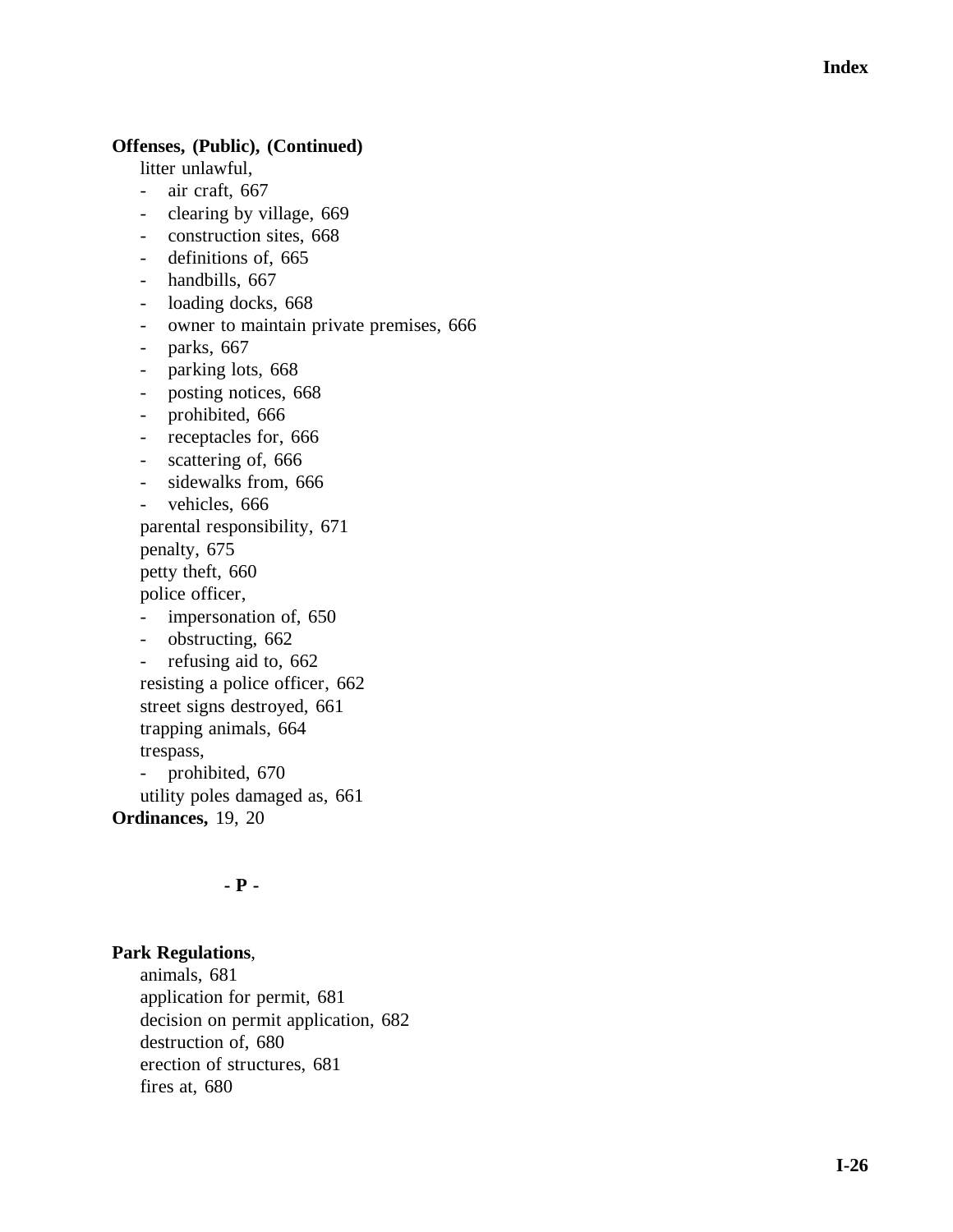**Offenses, (Public), (Continued)**

litter unlawful,
- air craft, 667
- clearing by village, 669
- construction sites, 668
- definitions of, 665
- handbills, 667
- loading docks, 668
- owner to maintain private premises, 666
- parks, 667
- parking lots, 668
- posting notices, 668
- prohibited, 666
- receptacles for, 666
- scattering of, 666
- sidewalks from, 666
- vehicles, 666

parental responsibility, 671
penalty, 675
petty theft, 660
police officer,
- impersonation of, 650
- obstructing, 662
- refusing aid to, 662

resisting a police officer, 662
street signs destroyed, 661
trapping animals, 664
trespass,
- prohibited, 670

utility poles damaged as, 661

**Ordinances,** 19, 20

## - P -

**Park Regulations**,

animals, 681
application for permit, 681
decision on permit application, 682
destruction of, 680
erection of structures, 681
fires at, 680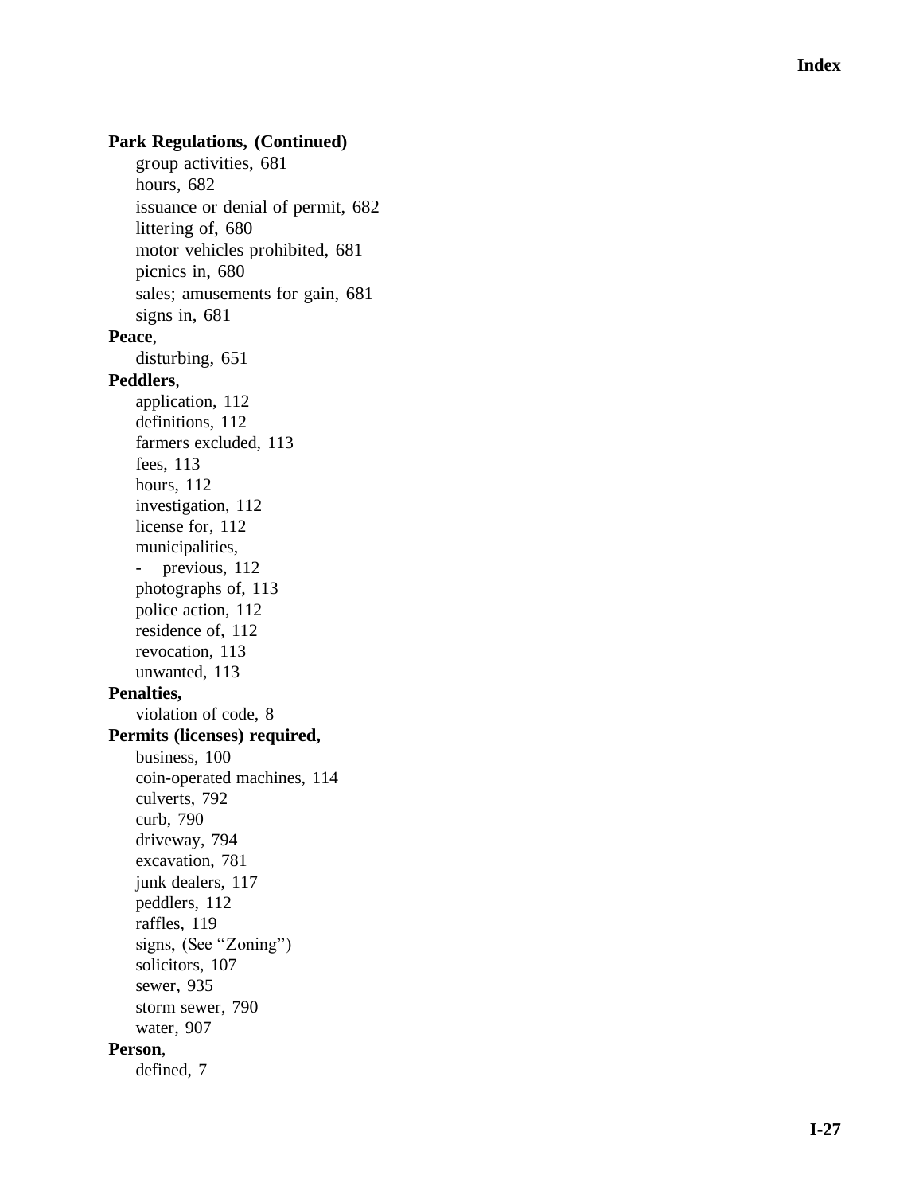**Park Regulations, (Continued)**

- group activities, 681
- hours, 682
- issuance or denial of permit, 682
- littering of, 680
- motor vehicles prohibited, 681
- picnics in, 680
- sales; amusements for gain, 681
- signs in, 681

**Peace**,

- disturbing, 651

**Peddlers**,

- application, 112
- definitions, 112
- farmers excluded, 113
- fees, 113
- hours, 112
- investigation, 112
- license for, 112
- municipalities,
  - previous, 112
- photographs of, 113
- police action, 112
- residence of, 112
- revocation, 113
- unwanted, 113

**Penalties,**

- violation of code, 8

**Permits (licenses) required,**

- business, 100
- coin-operated machines, 114
- culverts, 792
- curb, 790
- driveway, 794
- excavation, 781
- junk dealers, 117
- peddlers, 112
- raffles, 119
- signs, (See "Zoning")
- solicitors, 107
- sewer, 935
- storm sewer, 790
- water, 907

**Person**,

- defined, 7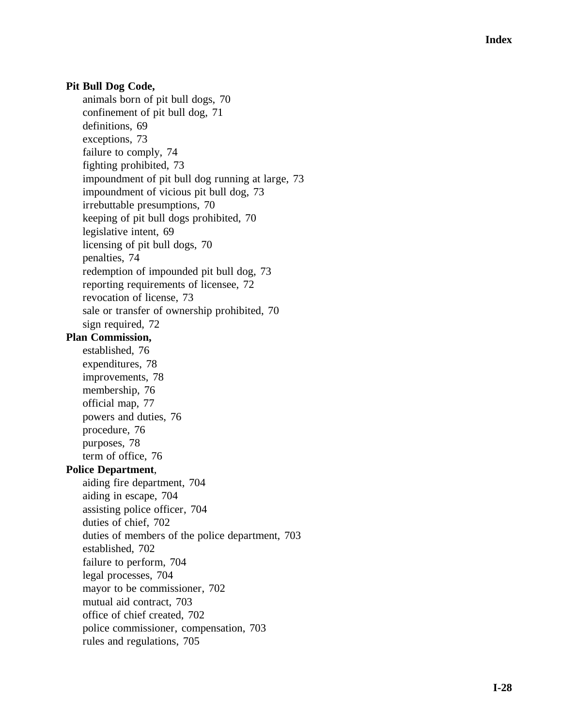**Pit Bull Dog Code,**

- animals born of pit bull dogs, 70
- confinement of pit bull dog, 71
- definitions, 69
- exceptions, 73
- failure to comply, 74
- fighting prohibited, 73
- impoundment of pit bull dog running at large, 73
- impoundment of vicious pit bull dog, 73
- irrebuttable presumptions, 70
- keeping of pit bull dogs prohibited, 70
- legislative intent, 69
- licensing of pit bull dogs, 70
- penalties, 74
- redemption of impounded pit bull dog, 73
- reporting requirements of licensee, 72
- revocation of license, 73
- sale or transfer of ownership prohibited, 70
- sign required, 72

**Plan Commission,**

- established, 76
- expenditures, 78
- improvements, 78
- membership, 76
- official map, 77
- powers and duties, 76
- procedure, 76
- purposes, 78
- term of office, 76

**Police Department**,

- aiding fire department, 704
- aiding in escape, 704
- assisting police officer, 704
- duties of chief, 702
- duties of members of the police department, 703
- established, 702
- failure to perform, 704
- legal processes, 704
- mayor to be commissioner, 702
- mutual aid contract, 703
- office of chief created, 702
- police commissioner, compensation, 703
- rules and regulations, 705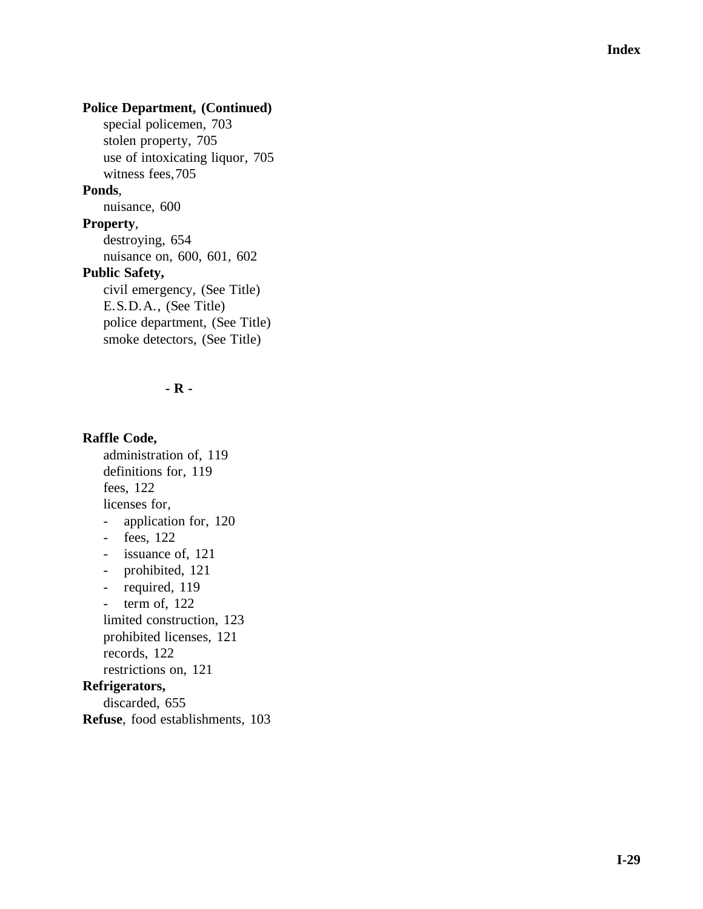**Police Department, (Continued)**

special policemen, 703
stolen property, 705
use of intoxicating liquor, 705
witness fees, 705

**Ponds**,

nuisance, 600

**Property**,

destroying, 654
nuisance on, 600, 601, 602

**Public Safety,**

civil emergency, (See Title)
E.S.D.A., (See Title)
police department, (See Title)
smoke detectors, (See Title)

## - R -

**Raffle Code,**

administration of, 119
definitions for, 119
fees, 122
licenses for,

- application for, 120
- fees, 122
- issuance of, 121
- prohibited, 121
- required, 119
- term of, 122

limited construction, 123
prohibited licenses, 121
records, 122
restrictions on, 121

**Refrigerators,**

discarded, 655

**Refuse**, food establishments, 103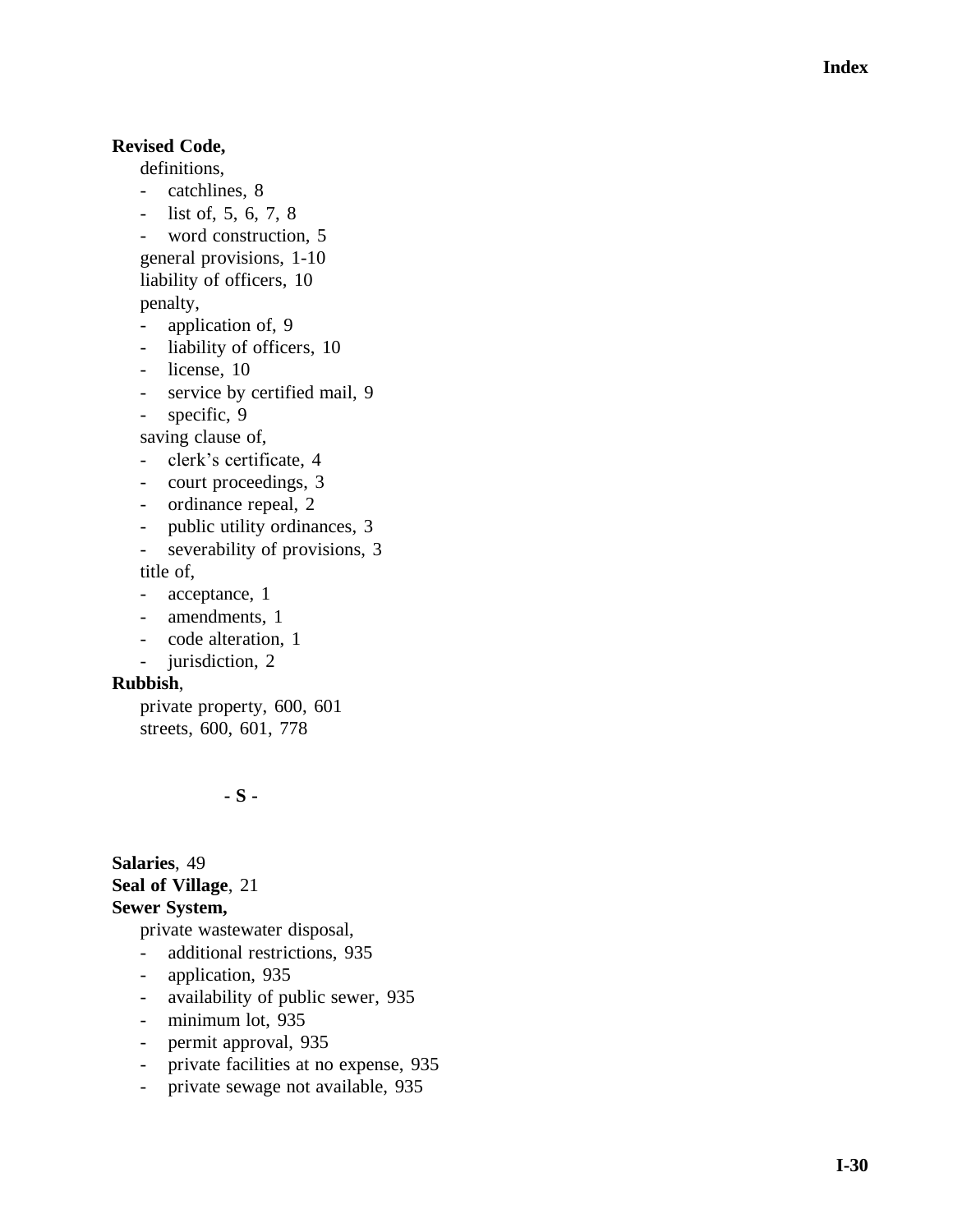**Revised Code,**

definitions,
- catchlines, 8
- list of, 5, 6, 7, 8
- word construction, 5

general provisions, 1-10

liability of officers, 10

penalty,
- application of, 9
- liability of officers, 10
- license, 10
- service by certified mail, 9
- specific, 9

saving clause of,
- clerk's certificate, 4
- court proceedings, 3
- ordinance repeal, 2
- public utility ordinances, 3
- severability of provisions, 3

title of,
- acceptance, 1
- amendments, 1
- code alteration, 1
- jurisdiction, 2

**Rubbish**,

private property, 600, 601

streets, 600, 601, 778

**- S -**

**Salaries**, 49

**Seal of Village**, 21

**Sewer System,**

private wastewater disposal,
- additional restrictions, 935
- application, 935
- availability of public sewer, 935
- minimum lot, 935
- permit approval, 935
- private facilities at no expense, 935
- private sewage not available, 935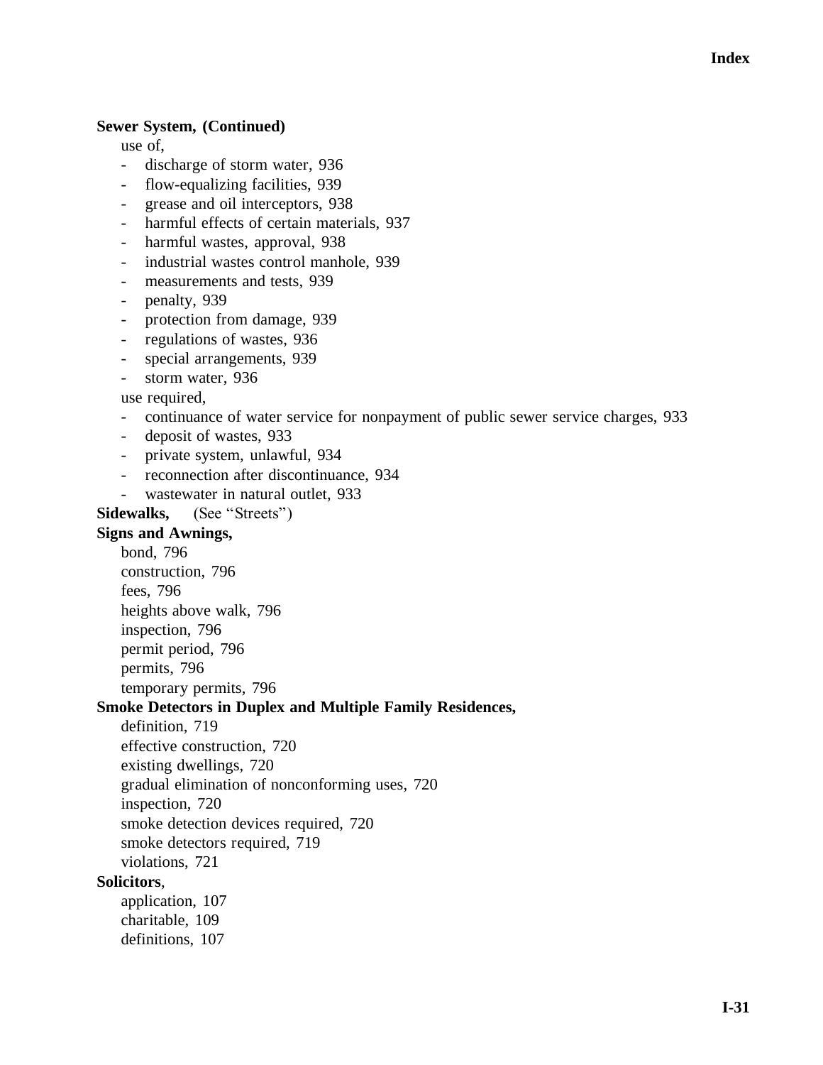**Sewer System, (Continued)**

use of,

- discharge of storm water, 936
- flow-equalizing facilities, 939
- grease and oil interceptors, 938
- harmful effects of certain materials, 937
- harmful wastes, approval, 938
- industrial wastes control manhole, 939
- measurements and tests, 939
- penalty, 939
- protection from damage, 939
- regulations of wastes, 936
- special arrangements, 939
- storm water, 936

use required,

- continuance of water service for nonpayment of public sewer service charges, 933
- deposit of wastes, 933
- private system, unlawful, 934
- reconnection after discontinuance, 934
- wastewater in natural outlet, 933

**Sidewalks,** (See "Streets")

**Signs and Awnings,**

bond, 796
construction, 796
fees, 796
heights above walk, 796
inspection, 796
permit period, 796
permits, 796
temporary permits, 796

**Smoke Detectors in Duplex and Multiple Family Residences,**

definition, 719
effective construction, 720
existing dwellings, 720
gradual elimination of nonconforming uses, 720
inspection, 720
smoke detection devices required, 720
smoke detectors required, 719
violations, 721

**Solicitors**,

application, 107
charitable, 109
definitions, 107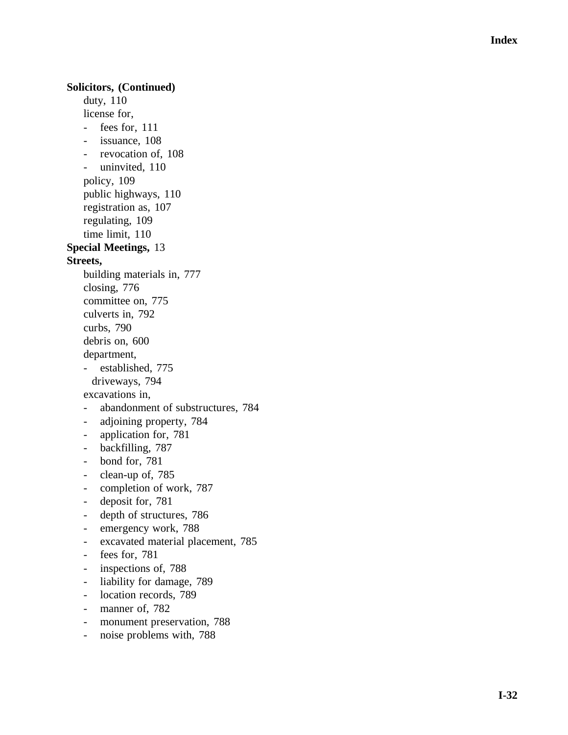**Solicitors, (Continued)**

duty, 110

license for,

- fees for, 111
- issuance, 108
- revocation of, 108
- uninvited, 110

policy, 109

public highways, 110

registration as, 107

regulating, 109

time limit, 110

**Special Meetings,** 13

**Streets,**

building materials in, 777

closing, 776

committee on, 775

culverts in, 792

curbs, 790

debris on, 600

department,

- established, 775

driveways, 794

excavations in,

- abandonment of substructures, 784
- adjoining property, 784
- application for, 781
- backfilling, 787
- bond for, 781
- clean-up of, 785
- completion of work, 787
- deposit for, 781
- depth of structures, 786
- emergency work, 788
- excavated material placement, 785
- fees for, 781
- inspections of, 788
- liability for damage, 789
- location records, 789
- manner of, 782
- monument preservation, 788
- noise problems with, 788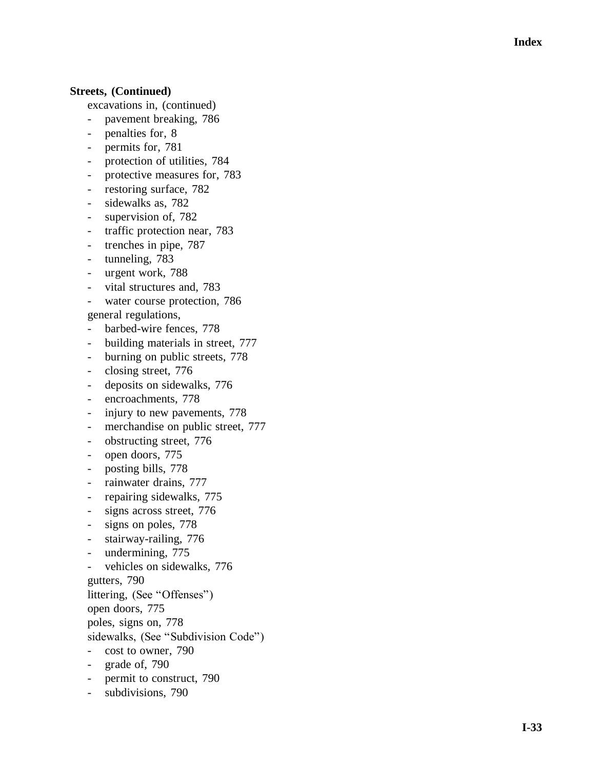**Streets, (Continued)**

excavations in, (continued)

- pavement breaking, 786
- penalties for, 8
- permits for, 781
- protection of utilities, 784
- protective measures for, 783
- restoring surface, 782
- sidewalks as, 782
- supervision of, 782
- traffic protection near, 783
- trenches in pipe, 787
- tunneling, 783
- urgent work, 788
- vital structures and, 783
- water course protection, 786

general regulations,

- barbed-wire fences, 778
- building materials in street, 777
- burning on public streets, 778
- closing street, 776
- deposits on sidewalks, 776
- encroachments, 778
- injury to new pavements, 778
- merchandise on public street, 777
- obstructing street, 776
- open doors, 775
- posting bills, 778
- rainwater drains, 777
- repairing sidewalks, 775
- signs across street, 776
- signs on poles, 778
- stairway-railing, 776
- undermining, 775
- vehicles on sidewalks, 776

gutters, 790

littering, (See "Offenses")

open doors, 775

poles, signs on, 778

sidewalks, (See "Subdivision Code")

- cost to owner, 790
- grade of, 790
- permit to construct, 790
- subdivisions, 790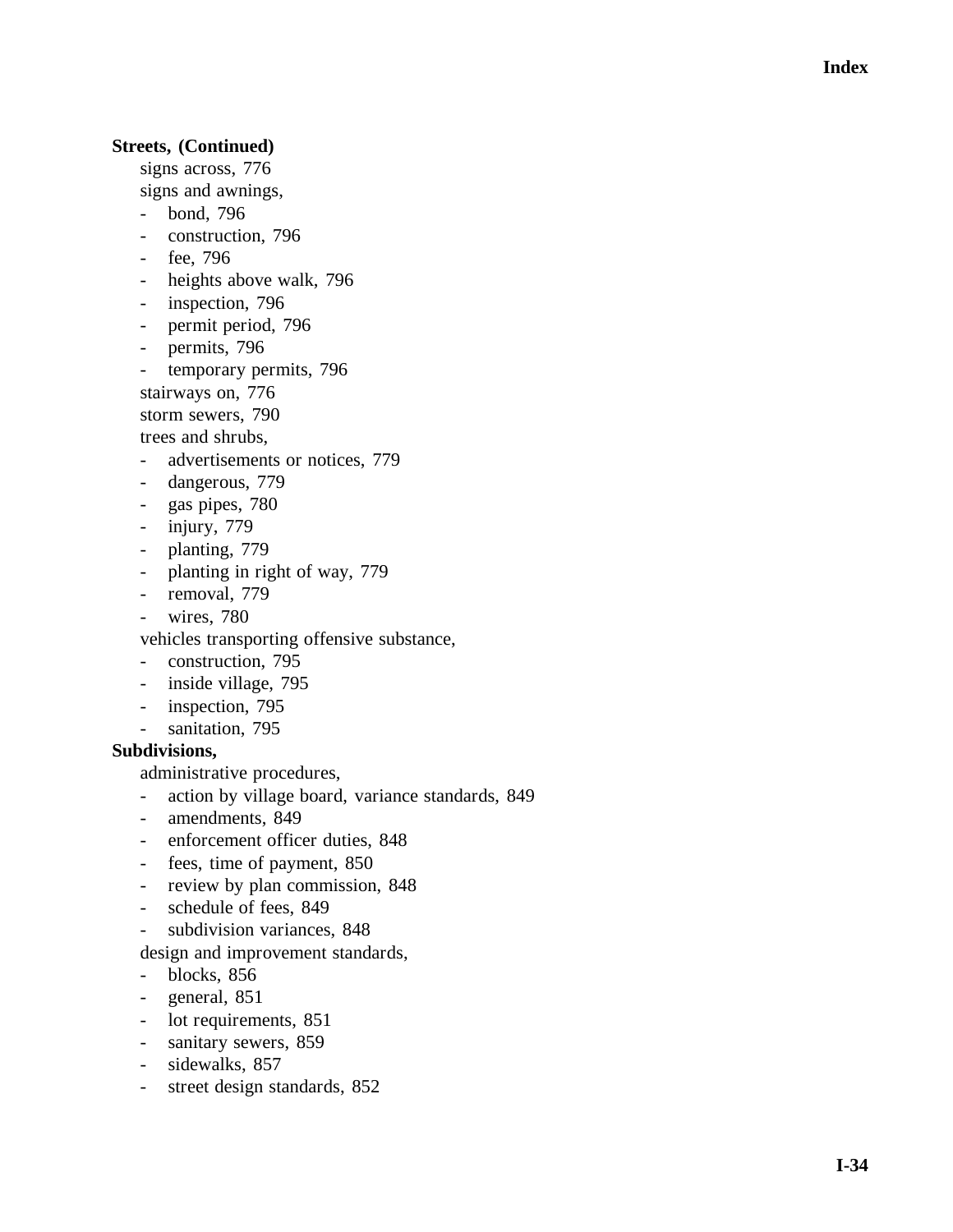**Streets, (Continued)**

signs across, 776

signs and awnings,

- bond, 796
- construction, 796
- fee, 796
- heights above walk, 796
- inspection, 796
- permit period, 796
- permits, 796
- temporary permits, 796

stairways on, 776

storm sewers, 790

trees and shrubs,

- advertisements or notices, 779
- dangerous, 779
- gas pipes, 780
- injury, 779
- planting, 779
- planting in right of way, 779
- removal, 779
- wires, 780

vehicles transporting offensive substance,

- construction, 795
- inside village, 795
- inspection, 795
- sanitation, 795

**Subdivisions,**

administrative procedures,

- action by village board, variance standards, 849
- amendments, 849
- enforcement officer duties, 848
- fees, time of payment, 850
- review by plan commission, 848
- schedule of fees, 849
- subdivision variances, 848

design and improvement standards,

- blocks, 856
- general, 851
- lot requirements, 851
- sanitary sewers, 859
- sidewalks, 857
- street design standards, 852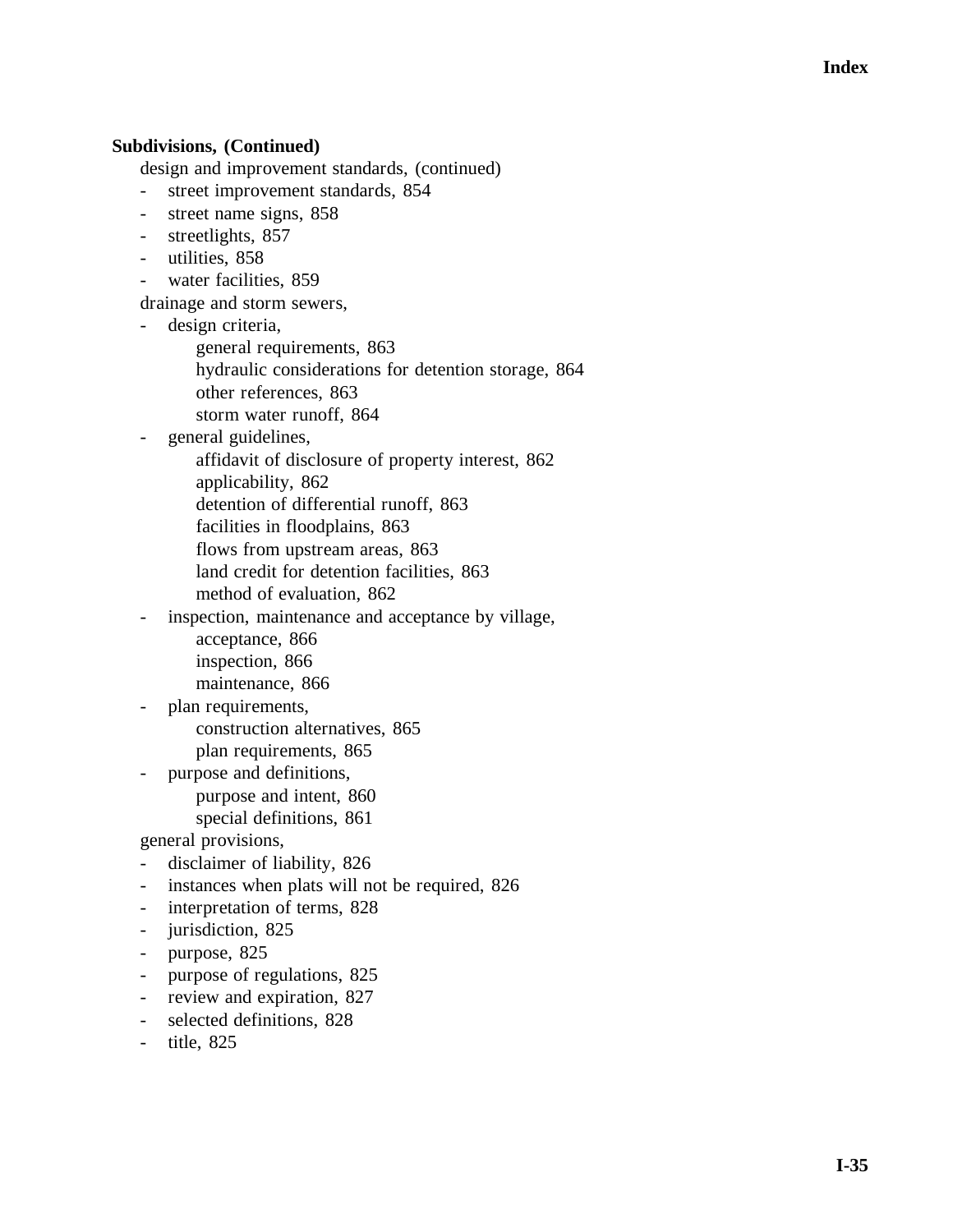**Subdivisions, (Continued)**

design and improvement standards, (continued)

- street improvement standards, 854
- street name signs, 858
- streetlights, 857
- utilities, 858
- water facilities, 859

drainage and storm sewers,

- design criteria,
  - general requirements, 863
  - hydraulic considerations for detention storage, 864
  - other references, 863
  - storm water runoff, 864
- general guidelines,
  - affidavit of disclosure of property interest, 862
  - applicability, 862
  - detention of differential runoff, 863
  - facilities in floodplains, 863
  - flows from upstream areas, 863
  - land credit for detention facilities, 863
  - method of evaluation, 862
- inspection, maintenance and acceptance by village,
  - acceptance, 866
  - inspection, 866
  - maintenance, 866
- plan requirements,
  - construction alternatives, 865
  - plan requirements, 865
- purpose and definitions,
  - purpose and intent, 860
  - special definitions, 861

general provisions,

- disclaimer of liability, 826
- instances when plats will not be required, 826
- interpretation of terms, 828
- jurisdiction, 825
- purpose, 825
- purpose of regulations, 825
- review and expiration, 827
- selected definitions, 828
- title, 825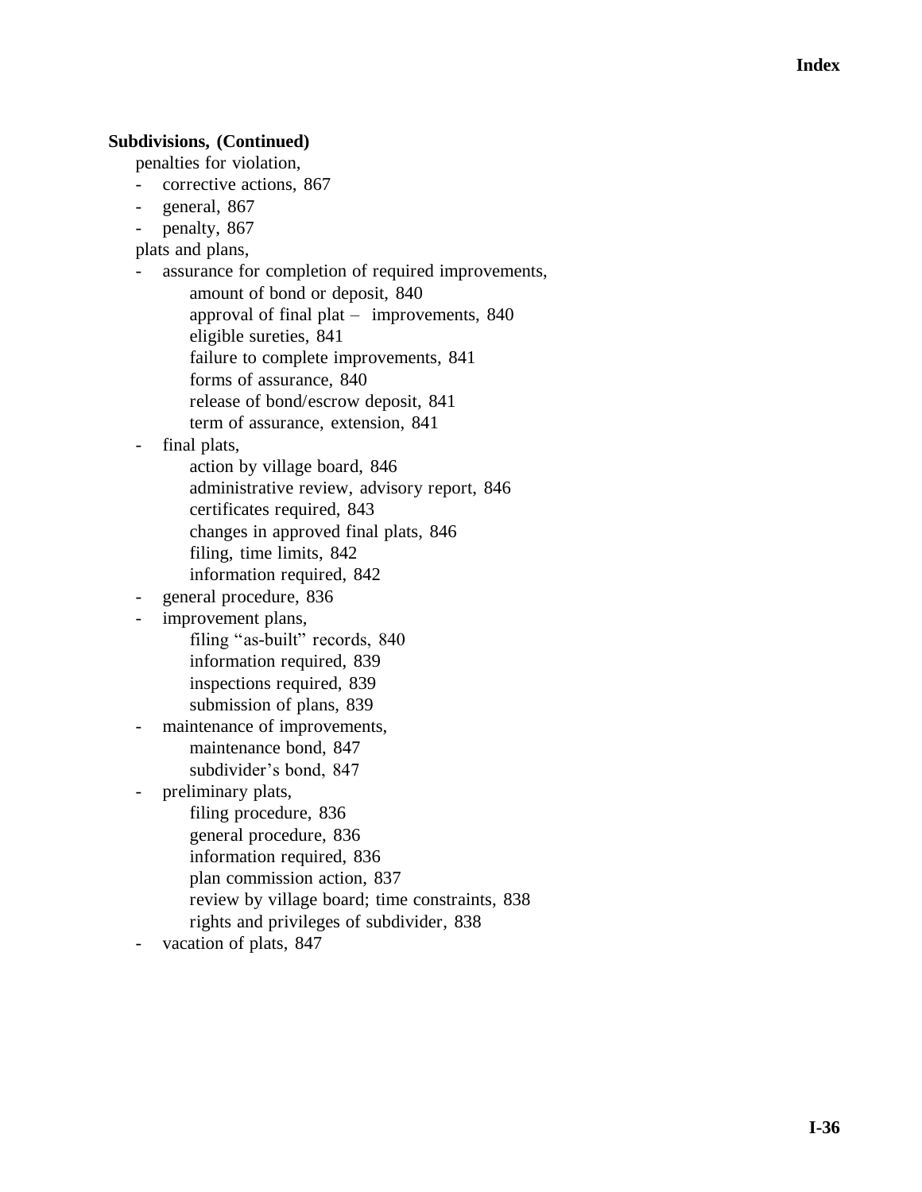**Subdivisions, (Continued)**

penalties for violation,

- corrective actions, 867
- general, 867
- penalty, 867

plats and plans,

- assurance for completion of required improvements,
  - amount of bond or deposit, 840
  - approval of final plat – improvements, 840
  - eligible sureties, 841
  - failure to complete improvements, 841
  - forms of assurance, 840
  - release of bond/escrow deposit, 841
  - term of assurance, extension, 841
- final plats,
  - action by village board, 846
  - administrative review, advisory report, 846
  - certificates required, 843
  - changes in approved final plats, 846
  - filing, time limits, 842
  - information required, 842
- general procedure, 836
- improvement plans,
  - filing "as-built" records, 840
  - information required, 839
  - inspections required, 839
  - submission of plans, 839
- maintenance of improvements,
  - maintenance bond, 847
  - subdivider's bond, 847
- preliminary plats,
  - filing procedure, 836
  - general procedure, 836
  - information required, 836
  - plan commission action, 837
  - review by village board; time constraints, 838
  - rights and privileges of subdivider, 838
- vacation of plats, 847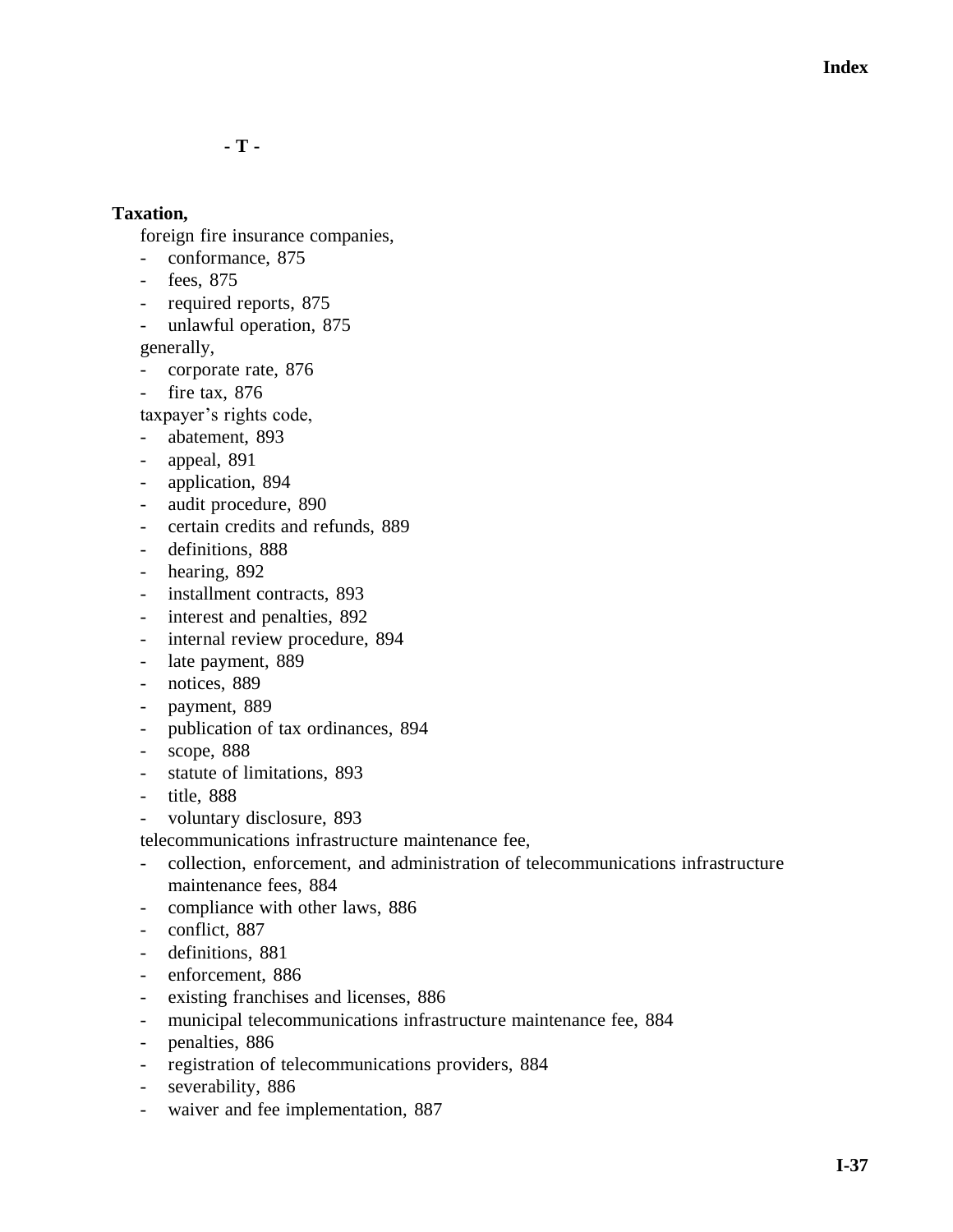## - T -

**Taxation,**

foreign fire insurance companies,

- conformance, 875
- fees, 875
- required reports, 875
- unlawful operation, 875

generally,

- corporate rate, 876
- fire tax, 876

taxpayer's rights code,

- abatement, 893
- appeal, 891
- application, 894
- audit procedure, 890
- certain credits and refunds, 889
- definitions, 888
- hearing, 892
- installment contracts, 893
- interest and penalties, 892
- internal review procedure, 894
- late payment, 889
- notices, 889
- payment, 889
- publication of tax ordinances, 894
- scope, 888
- statute of limitations, 893
- title, 888
- voluntary disclosure, 893

telecommunications infrastructure maintenance fee,

- collection, enforcement, and administration of telecommunications infrastructure maintenance fees, 884
- compliance with other laws, 886
- conflict, 887
- definitions, 881
- enforcement, 886
- existing franchises and licenses, 886
- municipal telecommunications infrastructure maintenance fee, 884
- penalties, 886
- registration of telecommunications providers, 884
- severability, 886
- waiver and fee implementation, 887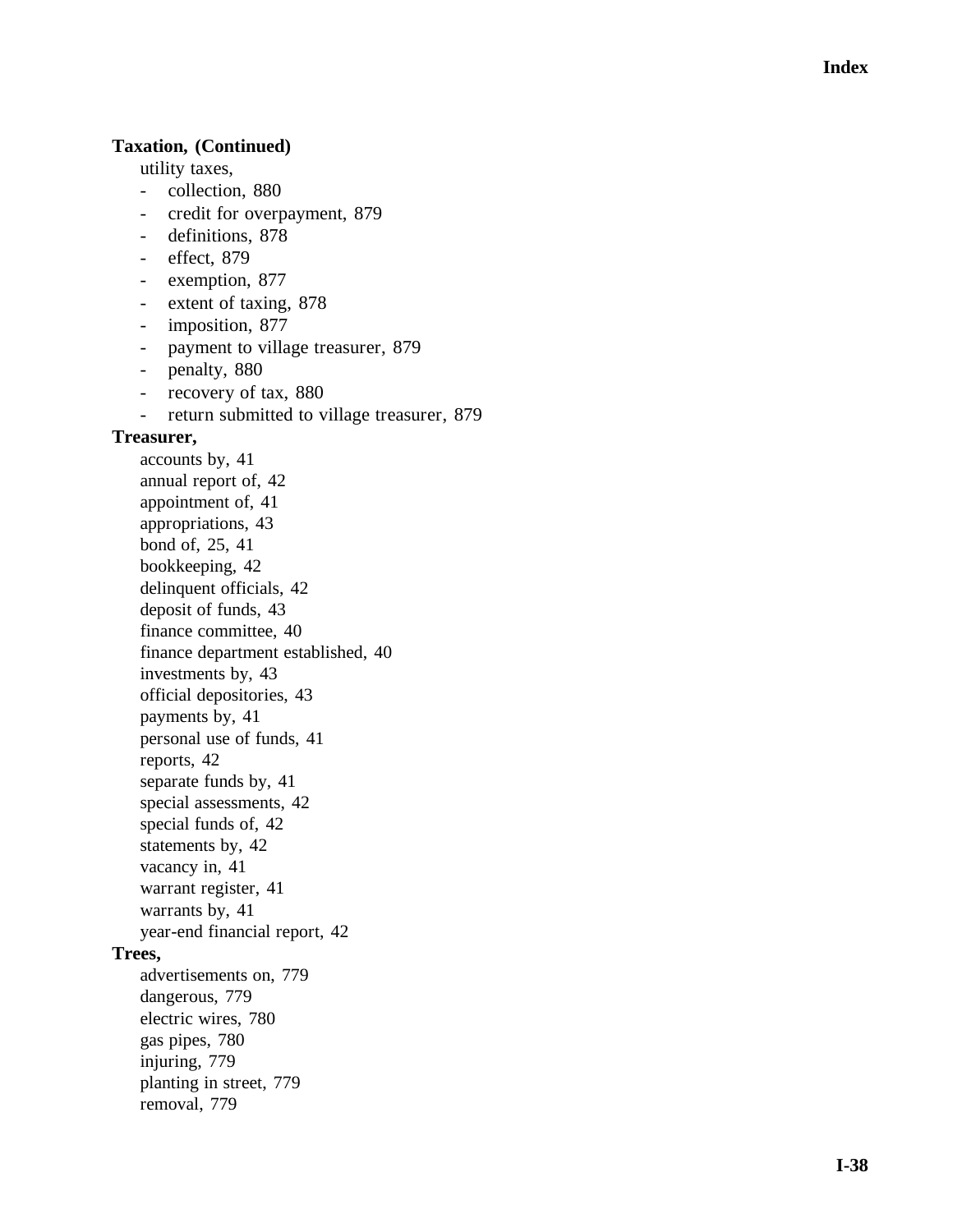**Taxation, (Continued)**

utility taxes,

- collection, 880
- credit for overpayment, 879
- definitions, 878
- effect, 879
- exemption, 877
- extent of taxing, 878
- imposition, 877
- payment to village treasurer, 879
- penalty, 880
- recovery of tax, 880
- return submitted to village treasurer, 879

**Treasurer,**

accounts by, 41
annual report of, 42
appointment of, 41
appropriations, 43
bond of, 25, 41
bookkeeping, 42
delinquent officials, 42
deposit of funds, 43
finance committee, 40
finance department established, 40
investments by, 43
official depositories, 43
payments by, 41
personal use of funds, 41
reports, 42
separate funds by, 41
special assessments, 42
special funds of, 42
statements by, 42
vacancy in, 41
warrant register, 41
warrants by, 41
year-end financial report, 42

**Trees,**

advertisements on, 779
dangerous, 779
electric wires, 780
gas pipes, 780
injuring, 779
planting in street, 779
removal, 779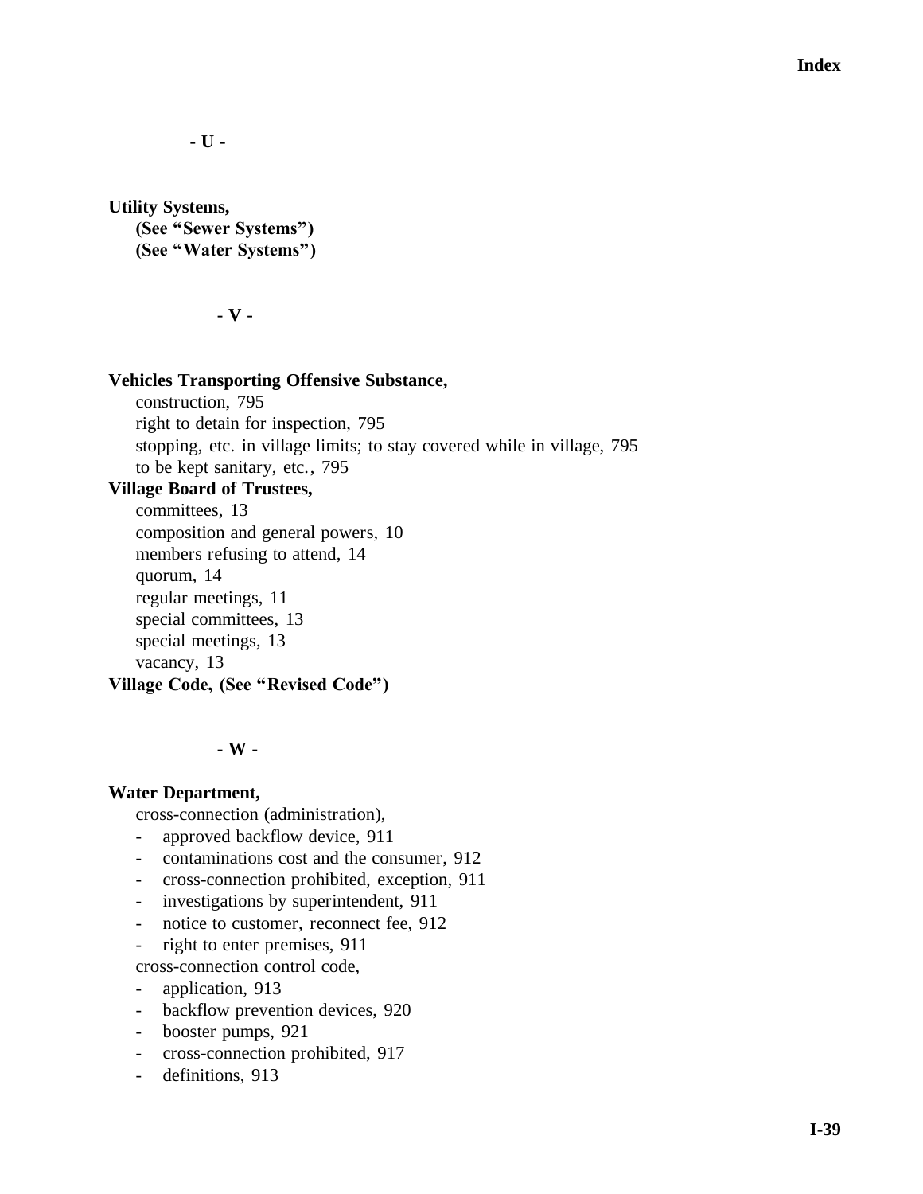**- U -**

**Utility Systems,**
**(See "Sewer Systems")**
**(See "Water Systems")**

**- V -**

**Vehicles Transporting Offensive Substance,**
construction, 795
right to detain for inspection, 795
stopping, etc. in village limits; to stay covered while in village, 795
to be kept sanitary, etc., 795

**Village Board of Trustees,**
committees, 13
composition and general powers, 10
members refusing to attend, 14
quorum, 14
regular meetings, 11
special committees, 13
special meetings, 13
vacancy, 13

**Village Code, (See "Revised Code")**

**- W -**

**Water Department,**
cross-connection (administration),
- approved backflow device, 911
- contaminations cost and the consumer, 912
- cross-connection prohibited, exception, 911
- investigations by superintendent, 911
- notice to customer, reconnect fee, 912
- right to enter premises, 911

cross-connection control code,
- application, 913
- backflow prevention devices, 920
- booster pumps, 921
- cross-connection prohibited, 917
- definitions, 913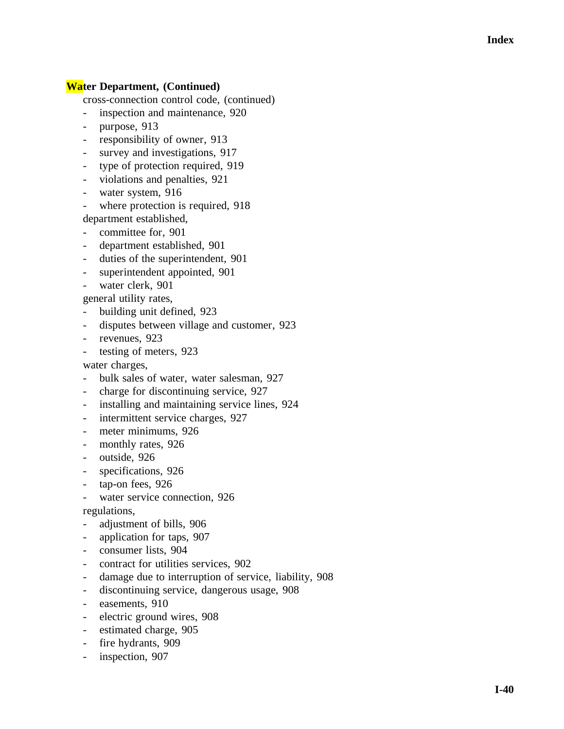**Water Department, (Continued)**

cross-connection control code, (continued)

- inspection and maintenance, 920
- purpose, 913
- responsibility of owner, 913
- survey and investigations, 917
- type of protection required, 919
- violations and penalties, 921
- water system, 916
- where protection is required, 918

department established,

- committee for, 901
- department established, 901
- duties of the superintendent, 901
- superintendent appointed, 901
- water clerk, 901

general utility rates,

- building unit defined, 923
- disputes between village and customer, 923
- revenues, 923
- testing of meters, 923

water charges,

- bulk sales of water, water salesman, 927
- charge for discontinuing service, 927
- installing and maintaining service lines, 924
- intermittent service charges, 927
- meter minimums, 926
- monthly rates, 926
- outside, 926
- specifications, 926
- tap-on fees, 926
- water service connection, 926

regulations,

- adjustment of bills, 906
- application for taps, 907
- consumer lists, 904
- contract for utilities services, 902
- damage due to interruption of service, liability, 908
- discontinuing service, dangerous usage, 908
- easements, 910
- electric ground wires, 908
- estimated charge, 905
- fire hydrants, 909
- inspection, 907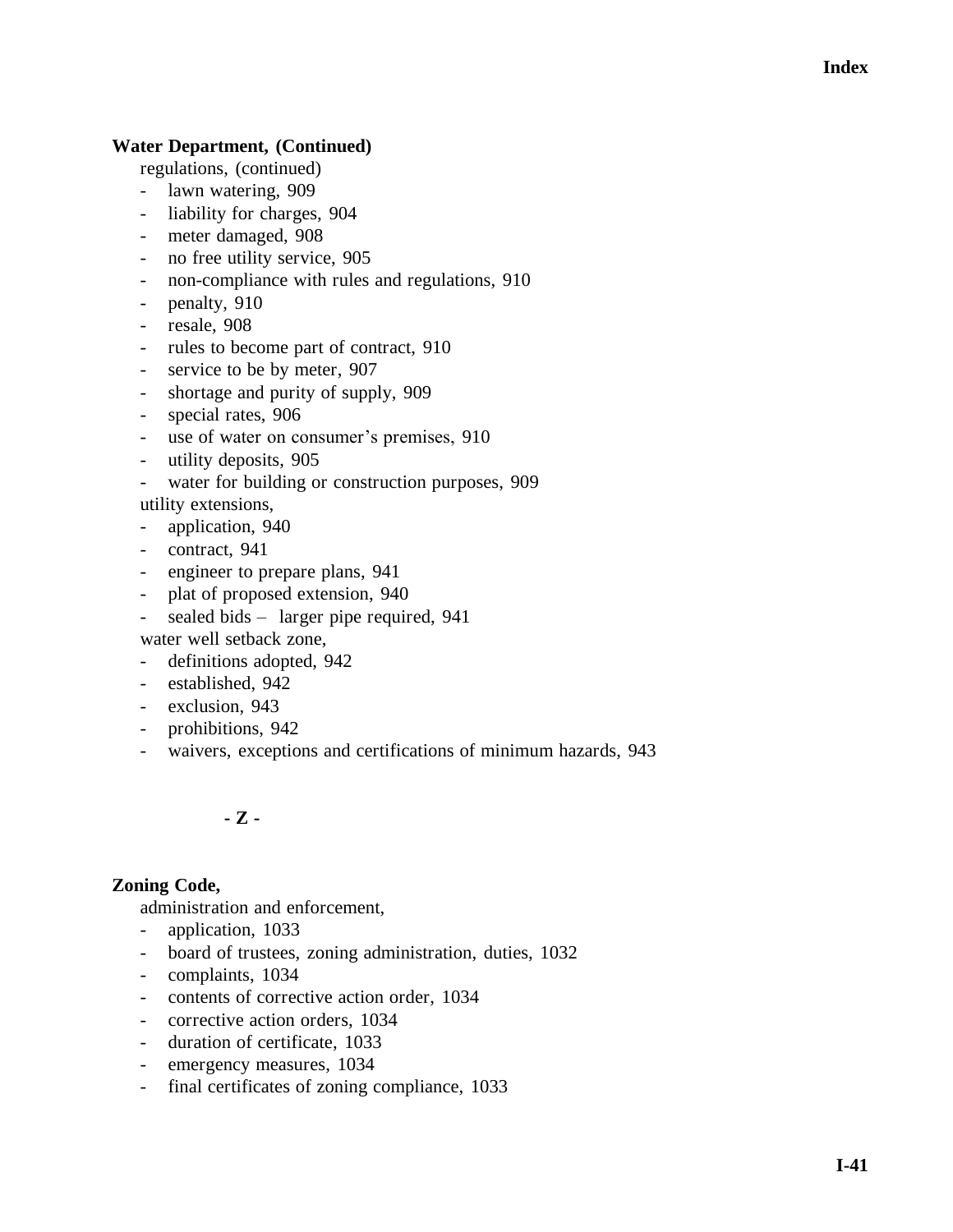**Water Department, (Continued)**

regulations, (continued)

- lawn watering, 909
- liability for charges, 904
- meter damaged, 908
- no free utility service, 905
- non-compliance with rules and regulations, 910
- penalty, 910
- resale, 908
- rules to become part of contract, 910
- service to be by meter, 907
- shortage and purity of supply, 909
- special rates, 906
- use of water on consumer's premises, 910
- utility deposits, 905
- water for building or construction purposes, 909

utility extensions,

- application, 940
- contract, 941
- engineer to prepare plans, 941
- plat of proposed extension, 940
- sealed bids – larger pipe required, 941

water well setback zone,

- definitions adopted, 942
- established, 942
- exclusion, 943
- prohibitions, 942
- waivers, exceptions and certifications of minimum hazards, 943

## - Z -

**Zoning Code,**

administration and enforcement,

- application, 1033
- board of trustees, zoning administration, duties, 1032
- complaints, 1034
- contents of corrective action order, 1034
- corrective action orders, 1034
- duration of certificate, 1033
- emergency measures, 1034
- final certificates of zoning compliance, 1033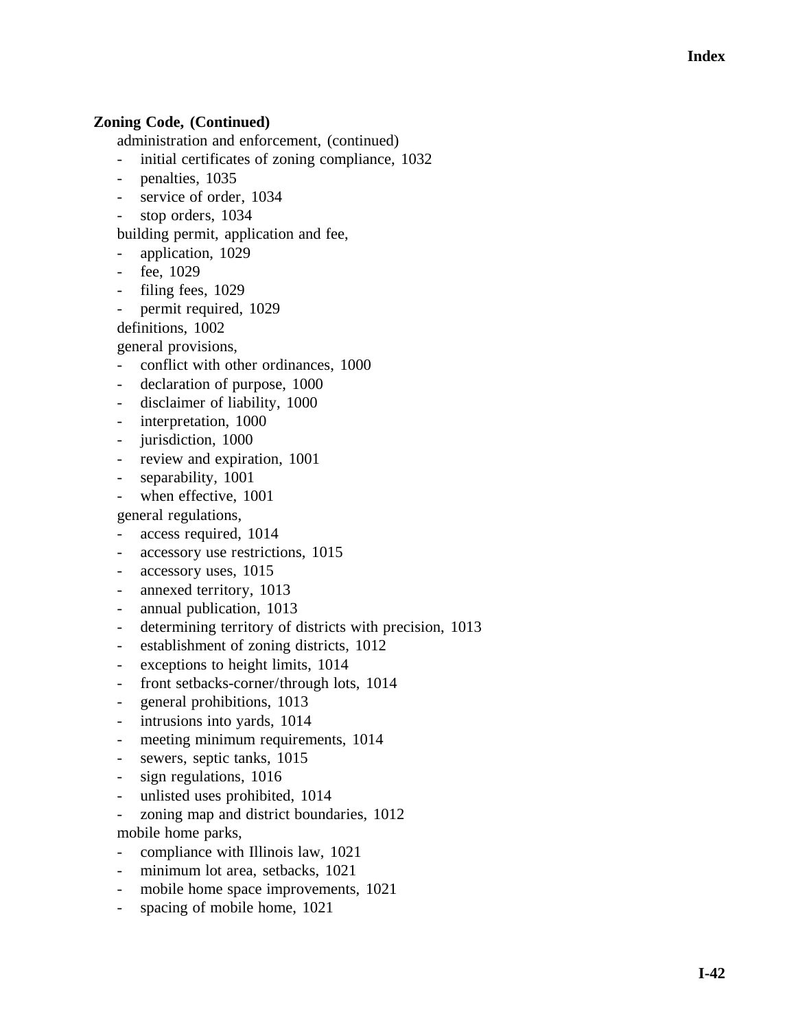**Zoning Code, (Continued)**

administration and enforcement, (continued)

- initial certificates of zoning compliance, 1032
- penalties, 1035
- service of order, 1034
- stop orders, 1034

building permit, application and fee,

- application, 1029
- fee, 1029
- filing fees, 1029
- permit required, 1029

definitions, 1002

general provisions,

- conflict with other ordinances, 1000
- declaration of purpose, 1000
- disclaimer of liability, 1000
- interpretation, 1000
- jurisdiction, 1000
- review and expiration, 1001
- separability, 1001
- when effective, 1001

general regulations,

- access required, 1014
- accessory use restrictions, 1015
- accessory uses, 1015
- annexed territory, 1013
- annual publication, 1013
- determining territory of districts with precision, 1013
- establishment of zoning districts, 1012
- exceptions to height limits, 1014
- front setbacks-corner/through lots, 1014
- general prohibitions, 1013
- intrusions into yards, 1014
- meeting minimum requirements, 1014
- sewers, septic tanks, 1015
- sign regulations, 1016
- unlisted uses prohibited, 1014
- zoning map and district boundaries, 1012

mobile home parks,

- compliance with Illinois law, 1021
- minimum lot area, setbacks, 1021
- mobile home space improvements, 1021
- spacing of mobile home, 1021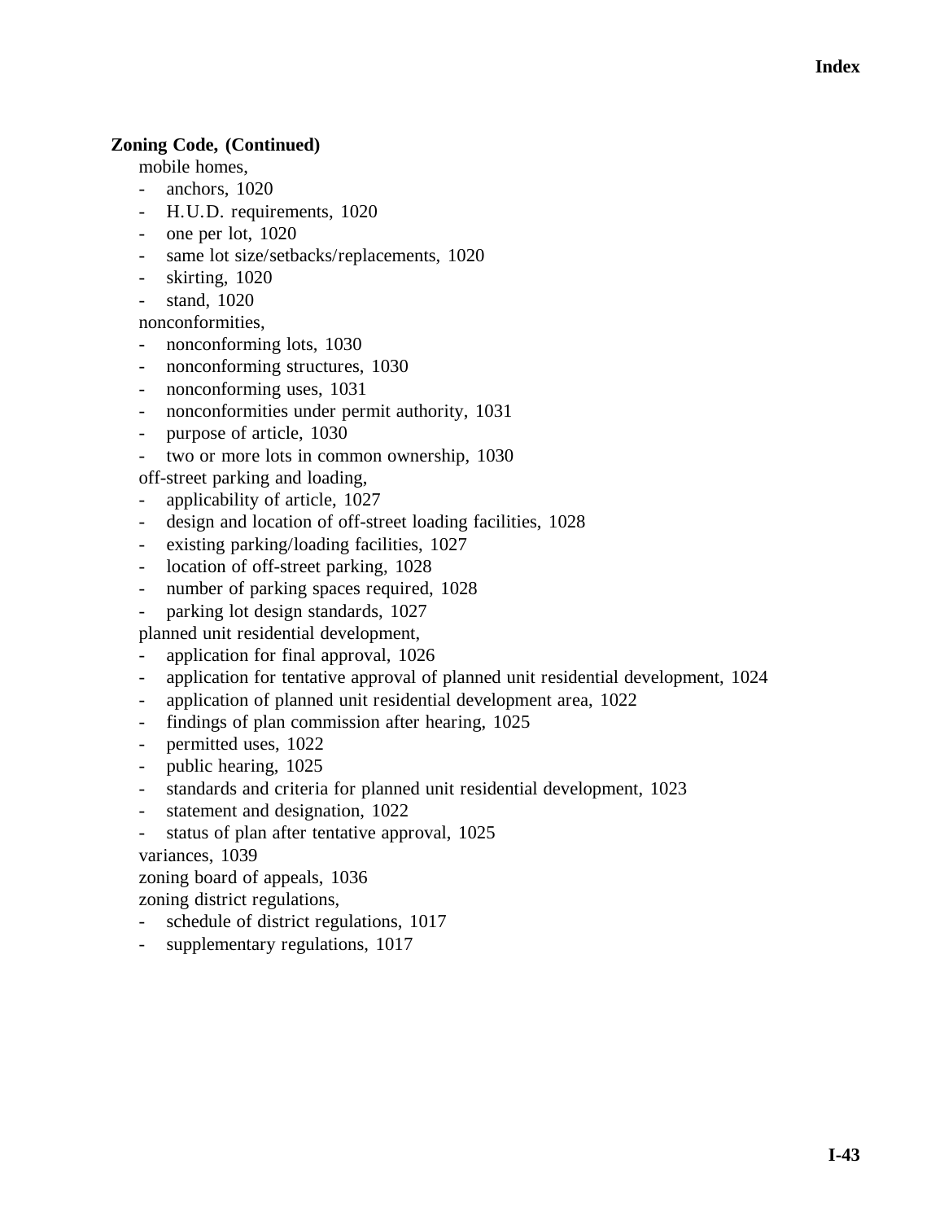**Zoning Code, (Continued)**

mobile homes,
- anchors, 1020
- H.U.D. requirements, 1020
- one per lot, 1020
- same lot size/setbacks/replacements, 1020
- skirting, 1020
- stand, 1020

nonconformities,
- nonconforming lots, 1030
- nonconforming structures, 1030
- nonconforming uses, 1031
- nonconformities under permit authority, 1031
- purpose of article, 1030
- two or more lots in common ownership, 1030

off-street parking and loading,
- applicability of article, 1027
- design and location of off-street loading facilities, 1028
- existing parking/loading facilities, 1027
- location of off-street parking, 1028
- number of parking spaces required, 1028
- parking lot design standards, 1027

planned unit residential development,
- application for final approval, 1026
- application for tentative approval of planned unit residential development, 1024
- application of planned unit residential development area, 1022
- findings of plan commission after hearing, 1025
- permitted uses, 1022
- public hearing, 1025
- standards and criteria for planned unit residential development, 1023
- statement and designation, 1022
- status of plan after tentative approval, 1025

variances, 1039

zoning board of appeals, 1036

zoning district regulations,
- schedule of district regulations, 1017
- supplementary regulations, 1017